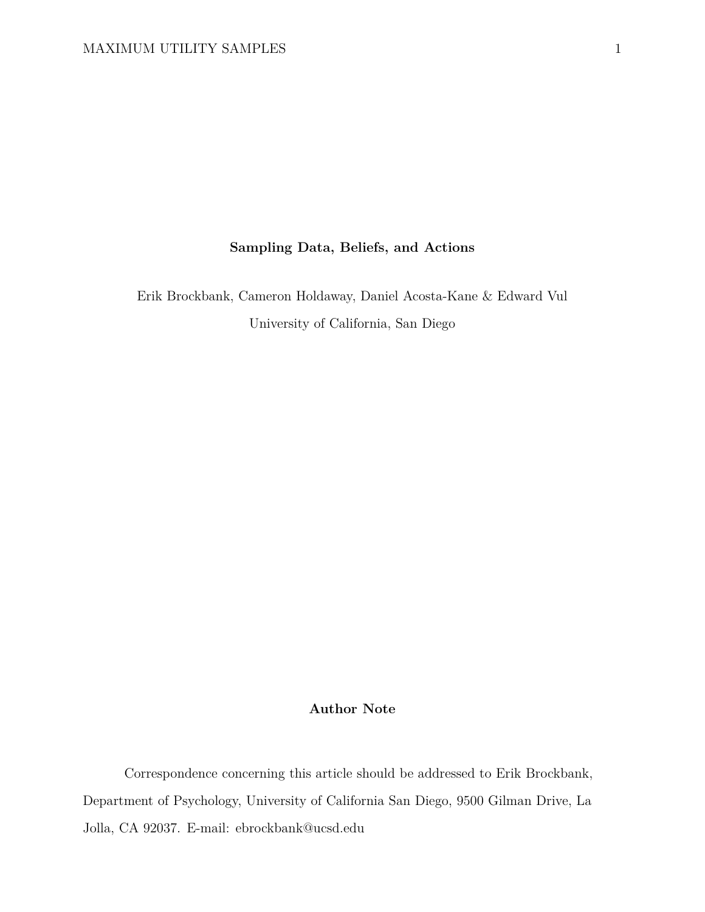# Sampling Data, Beliefs, and Actions

Erik Brockbank, Cameron Holdaway, Daniel Acosta-Kane & Edward Vul

University of California, San Diego

## Author Note

Correspondence concerning this article should be addressed to Erik Brockbank, Department of Psychology, University of California San Diego, 9500 Gilman Drive, La Jolla, CA 92037. E-mail: ebrockbank@ucsd.edu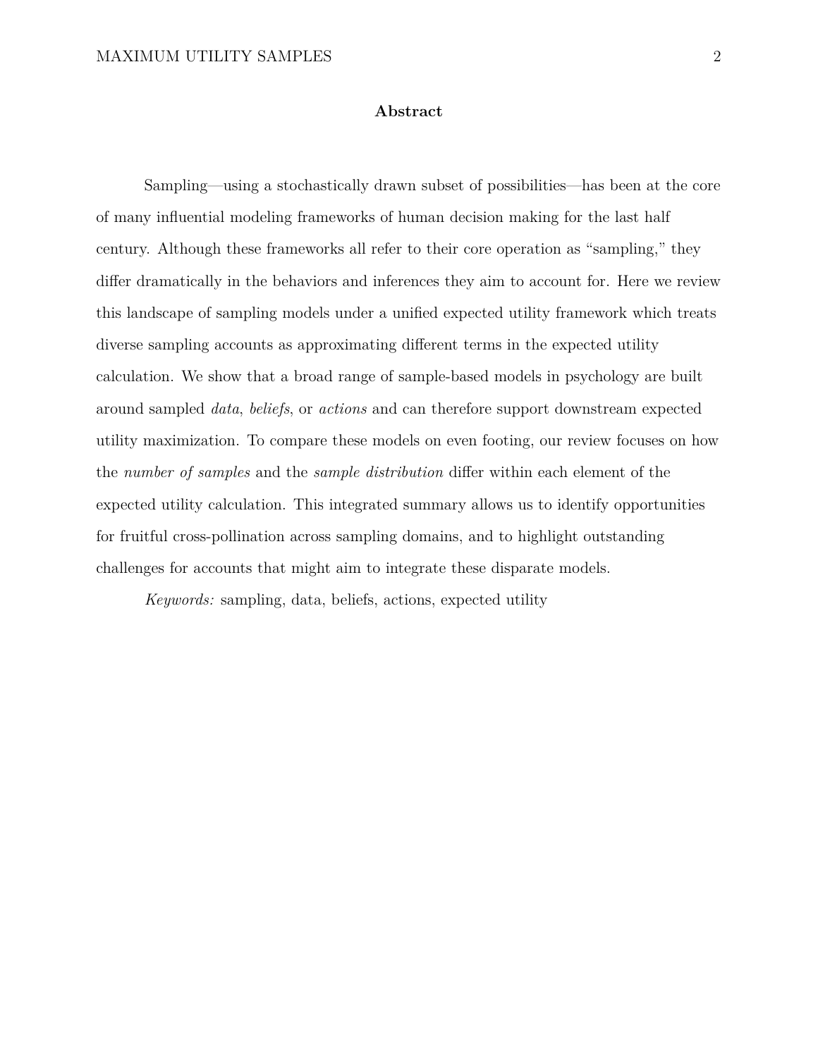## Abstract

Sampling—using a stochastically drawn subset of possibilities—has been at the core of many influential modeling frameworks of human decision making for the last half century. Although these frameworks all refer to their core operation as "sampling," they differ dramatically in the behaviors and inferences they aim to account for. Here we review this landscape of sampling models under a unified expected utility framework which treats diverse sampling accounts as approximating different terms in the expected utility calculation. We show that a broad range of sample-based models in psychology are built around sampled *data*, *beliefs*, or *actions* and can therefore support downstream expected utility maximization. To compare these models on even footing, our review focuses on how the *number of samples* and the *sample distribution* differ within each element of the expected utility calculation. This integrated summary allows us to identify opportunities for fruitful cross-pollination across sampling domains, and to highlight outstanding challenges for accounts that might aim to integrate these disparate models.

*Keywords:* sampling, data, beliefs, actions, expected utility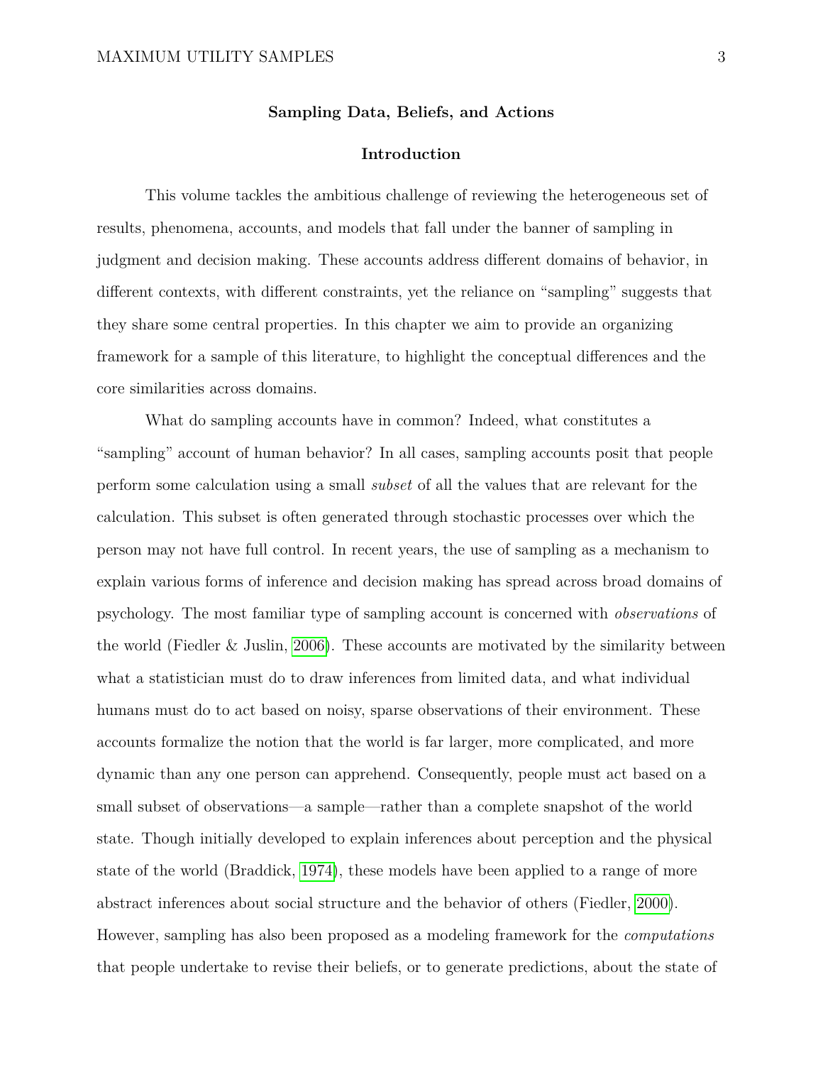## Sampling Data, Beliefs, and Actions

### Introduction

This volume tackles the ambitious challenge of reviewing the heterogeneous set of results, phenomena, accounts, and models that fall under the banner of sampling in judgment and decision making. These accounts address different domains of behavior, in different contexts, with different constraints, yet the reliance on "sampling" suggests that they share some central properties. In this chapter we aim to provide an organizing framework for a sample of this literature, to highlight the conceptual differences and the core similarities across domains.

What do sampling accounts have in common? Indeed, what constitutes a "sampling" account of human behavior? In all cases, sampling accounts posit that people perform some calculation using a small *subset* of all the values that are relevant for the calculation. This subset is often generated through stochastic processes over which the person may not have full control. In recent years, the use of sampling as a mechanism to explain various forms of inference and decision making has spread across broad domains of psychology. The most familiar type of sampling account is concerned with *observations* of the world (Fiedler & Juslin, 2006). These accounts are motivated by the similarity between what a statistician must do to draw inferences from limited data, and what individual humans must do to act based on noisy, sparse observations of their environment. These accounts formalize the notion that the world is far larger, more complicated, and more dynamic than any one person can apprehend. Consequently, people must act based on a small subset of observations—a sample—rather than a complete snapshot of the world state. Though initially developed to explain inferences about perception and the physical state of the world (Braddick, 1974), these models have been applied to a range of more abstract inferences about social structure and the behavior of others (Fiedler, 2000). However, sampling has also been proposed as a modeling framework for the *computations* that people undertake to revise their beliefs, or to generate predictions, about the state of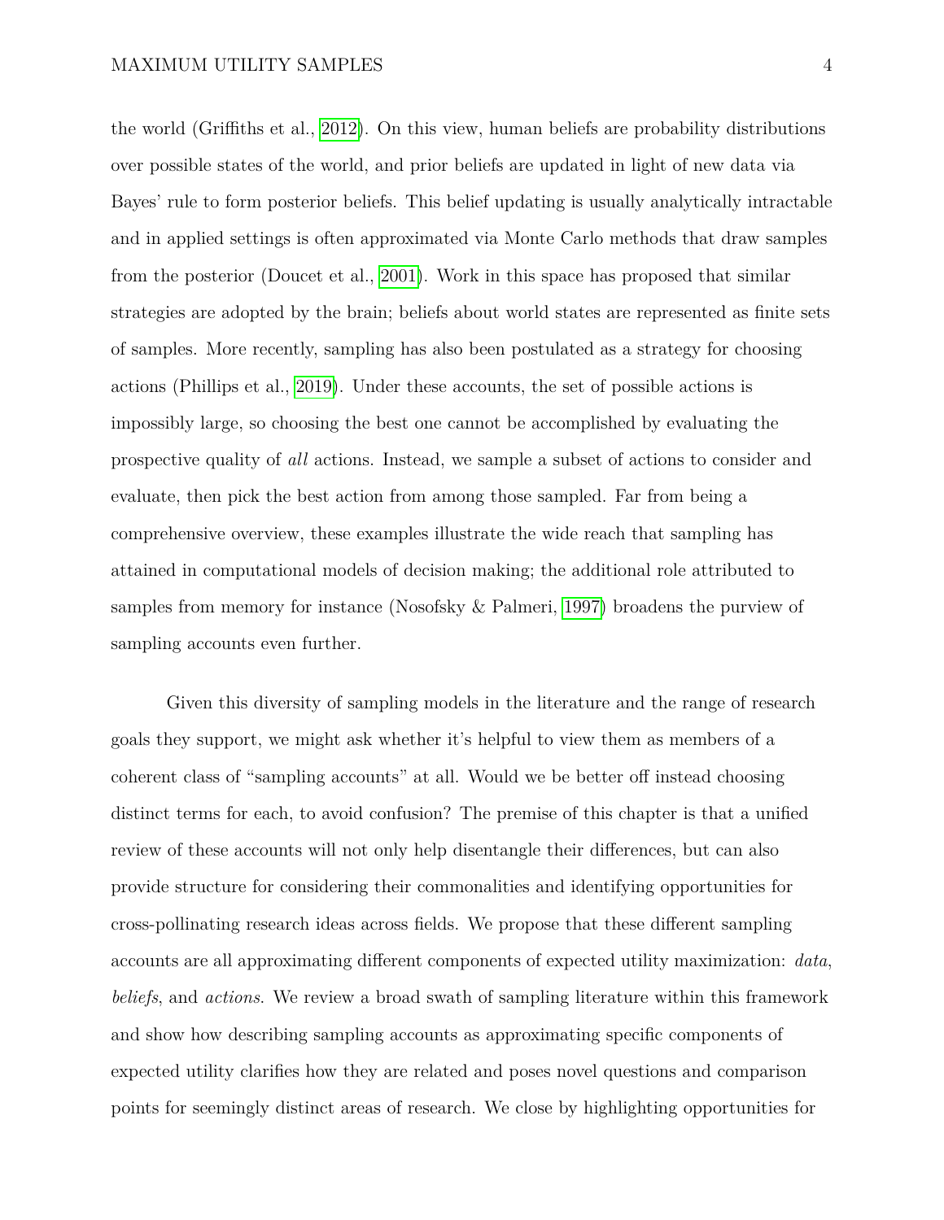the world (Griffiths et al., 2012). On this view, human beliefs are probability distributions over possible states of the world, and prior beliefs are updated in light of new data via Bayes' rule to form posterior beliefs. This belief updating is usually analytically intractable and in applied settings is often approximated via Monte Carlo methods that draw samples from the posterior (Doucet et al., 2001). Work in this space has proposed that similar strategies are adopted by the brain; beliefs about world states are represented as finite sets of samples. More recently, sampling has also been postulated as a strategy for choosing actions (Phillips et al., 2019). Under these accounts, the set of possible actions is impossibly large, so choosing the best one cannot be accomplished by evaluating the prospective quality of *all* actions. Instead, we sample a subset of actions to consider and evaluate, then pick the best action from among those sampled. Far from being a comprehensive overview, these examples illustrate the wide reach that sampling has attained in computational models of decision making; the additional role attributed to samples from memory for instance (Nosofsky & Palmeri, 1997) broadens the purview of sampling accounts even further.

Given this diversity of sampling models in the literature and the range of research goals they support, we might ask whether it's helpful to view them as members of a coherent class of "sampling accounts" at all. Would we be better off instead choosing distinct terms for each, to avoid confusion? The premise of this chapter is that a unified review of these accounts will not only help disentangle their differences, but can also provide structure for considering their commonalities and identifying opportunities for cross-pollinating research ideas across fields. We propose that these different sampling accounts are all approximating different components of expected utility maximization: *data*, *beliefs*, and *actions*. We review a broad swath of sampling literature within this framework and show how describing sampling accounts as approximating specific components of expected utility clarifies how they are related and poses novel questions and comparison points for seemingly distinct areas of research. We close by highlighting opportunities for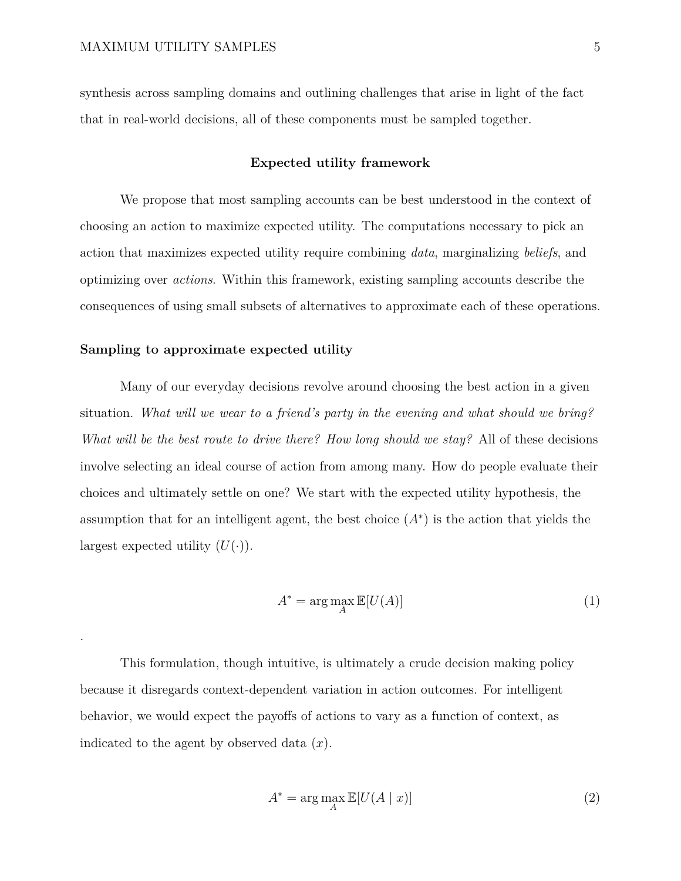synthesis across sampling domains and outlining challenges that arise in light of the fact that in real-world decisions, all of these components must be sampled together.

## Expected utility framework

We propose that most sampling accounts can be best understood in the context of choosing an action to maximize expected utility. The computations necessary to pick an action that maximizes expected utility require combining *data*, marginalizing *beliefs*, and optimizing over *actions*. Within this framework, existing sampling accounts describe the consequences of using small subsets of alternatives to approximate each of these operations.

### Sampling to approximate expected utility

Many of our everyday decisions revolve around choosing the best action in a given situation. *What will we wear to a friend's party in the evening and what should we bring? What will be the best route to drive there? How long should we stay?* All of these decisions involve selecting an ideal course of action from among many. How do people evaluate their choices and ultimately settle on one? We start with the expected utility hypothesis, the assumption that for an intelligent agent, the best choice ($A^*$) is the action that yields the largest expected utility ($U(\cdot)$).

$$A^* = \arg\max_{A} \mathbb{E}[U(A)] \tag{1}$$

.

This formulation, though intuitive, is ultimately a crude decision making policy because it disregards context-dependent variation in action outcomes. For intelligent behavior, we would expect the payoffs of actions to vary as a function of context, as indicated to the agent by observed data ($x$).

$$A^* = \arg\max_{A} \mathbb{E}[U(A \mid x)] \tag{2}$$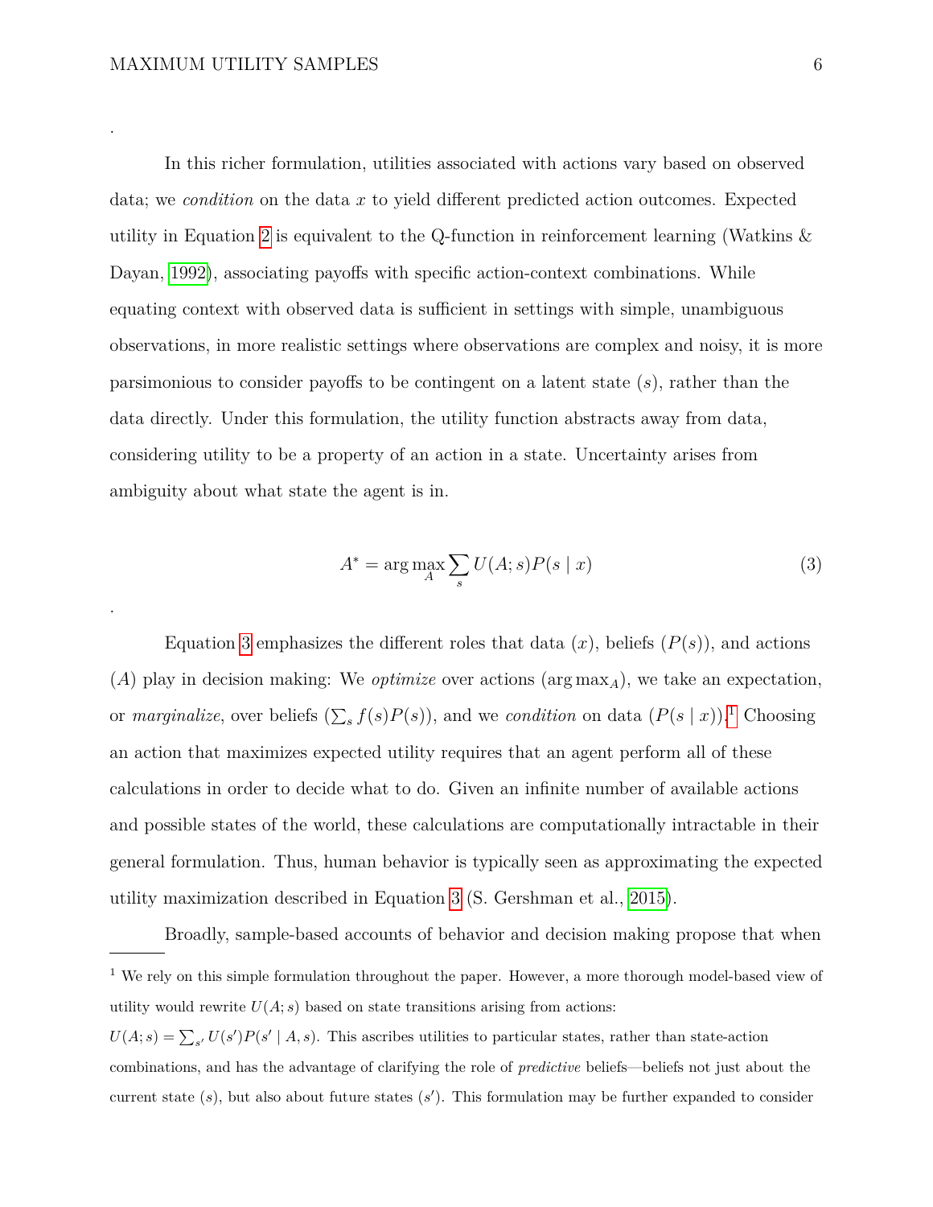.

In this richer formulation, utilities associated with actions vary based on observed data; we *condition* on the data $x$ to yield different predicted action outcomes. Expected utility in Equation 2 is equivalent to the Q-function in reinforcement learning (Watkins & Dayan, 1992), associating payoffs with specific action-context combinations. While equating context with observed data is sufficient in settings with simple, unambiguous observations, in more realistic settings where observations are complex and noisy, it is more parsimonious to consider payoffs to be contingent on a latent state ($s$), rather than the data directly. Under this formulation, the utility function abstracts away from data, considering utility to be a property of an action in a state. Uncertainty arises from ambiguity about what state the agent is in.

$$A^* = \arg\max_A \sum_s U(A; s) P(s \mid x) \tag{3}$$

.

Equation 3 emphasizes the different roles that data ($x$), beliefs ($P(s)$), and actions ($A$) play in decision making: We *optimize* over actions ($\arg\max_A$), we take an expectation, or *marginalize*, over beliefs ($\sum_s f(s)P(s)$), and we *condition* on data ($P(s \mid x)$).[1] Choosing an action that maximizes expected utility requires that an agent perform all of these calculations in order to decide what to do. Given an infinite number of available actions and possible states of the world, these calculations are computationally intractable in their general formulation. Thus, human behavior is typically seen as approximating the expected utility maximization described in Equation 3 (S. Gershman et al., 2015).

Broadly, sample-based accounts of behavior and decision making propose that when

---

[1] We rely on this simple formulation throughout the paper. However, a more thorough model-based view of utility would rewrite $U(A; s)$ based on state transitions arising from actions: $U(A; s) = \sum_{s'} U(s')P(s' \mid A, s)$. This ascribes utilities to particular states, rather than state-action combinations, and has the advantage of clarifying the role of *predictive* beliefs—beliefs not just about the current state ($s$), but also about future states ($s'$). This formulation may be further expanded to consider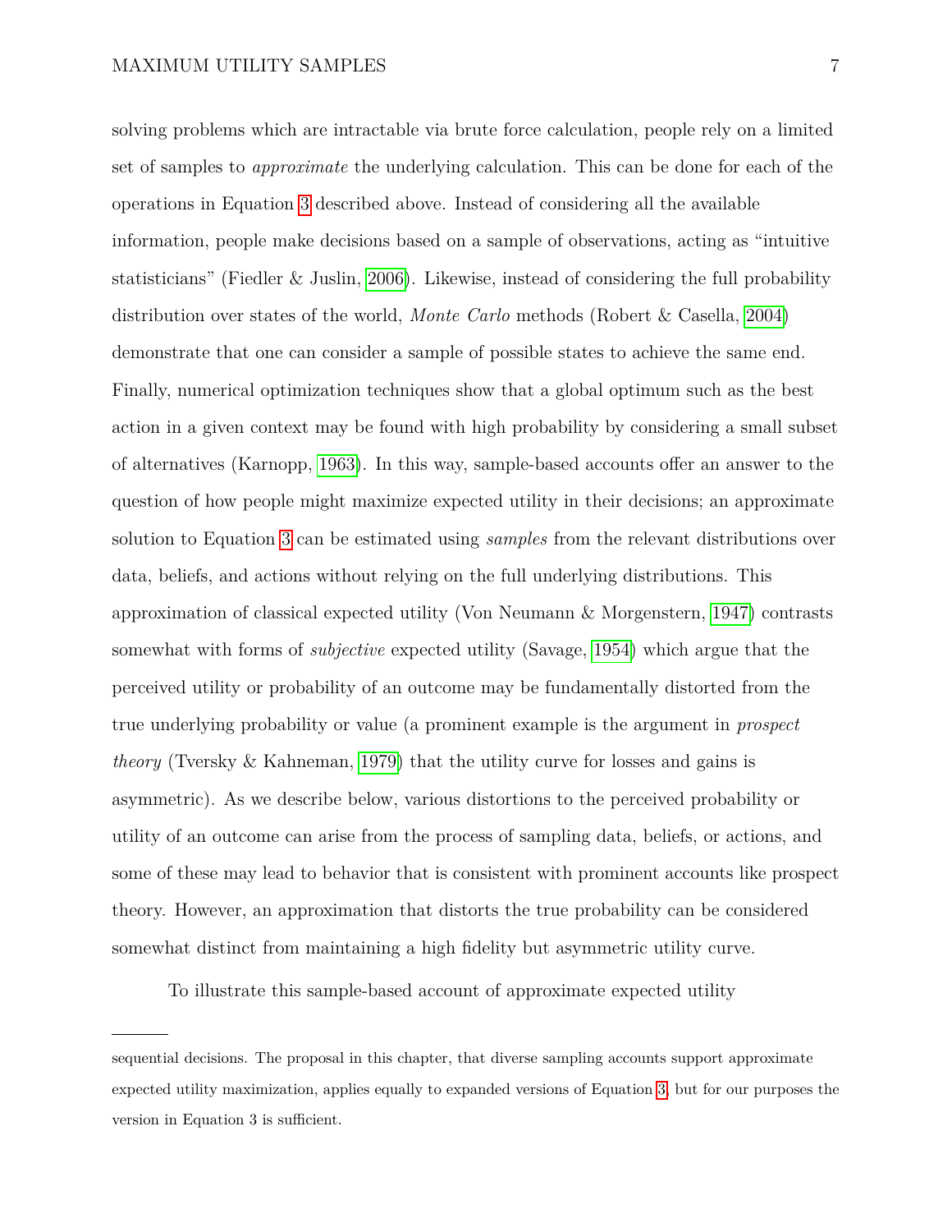solving problems which are intractable via brute force calculation, people rely on a limited set of samples to *approximate* the underlying calculation. This can be done for each of the operations in Equation 3 described above. Instead of considering all the available information, people make decisions based on a sample of observations, acting as "intuitive statisticians" (Fiedler & Juslin, 2006). Likewise, instead of considering the full probability distribution over states of the world, *Monte Carlo* methods (Robert & Casella, 2004) demonstrate that one can consider a sample of possible states to achieve the same end. Finally, numerical optimization techniques show that a global optimum such as the best action in a given context may be found with high probability by considering a small subset of alternatives (Karnopp, 1963). In this way, sample-based accounts offer an answer to the question of how people might maximize expected utility in their decisions; an approximate solution to Equation 3 can be estimated using *samples* from the relevant distributions over data, beliefs, and actions without relying on the full underlying distributions. This approximation of classical expected utility (Von Neumann & Morgenstern, 1947) contrasts somewhat with forms of *subjective* expected utility (Savage, 1954) which argue that the perceived utility or probability of an outcome may be fundamentally distorted from the true underlying probability or value (a prominent example is the argument in *prospect theory* (Tversky & Kahneman, 1979) that the utility curve for losses and gains is asymmetric). As we describe below, various distortions to the perceived probability or utility of an outcome can arise from the process of sampling data, beliefs, or actions, and some of these may lead to behavior that is consistent with prominent accounts like prospect theory. However, an approximation that distorts the true probability can be considered somewhat distinct from maintaining a high fidelity but asymmetric utility curve.

To illustrate this sample-based account of approximate expected utility

---

sequential decisions. The proposal in this chapter, that diverse sampling accounts support approximate expected utility maximization, applies equally to expanded versions of Equation 3, but for our purposes the version in Equation 3 is sufficient.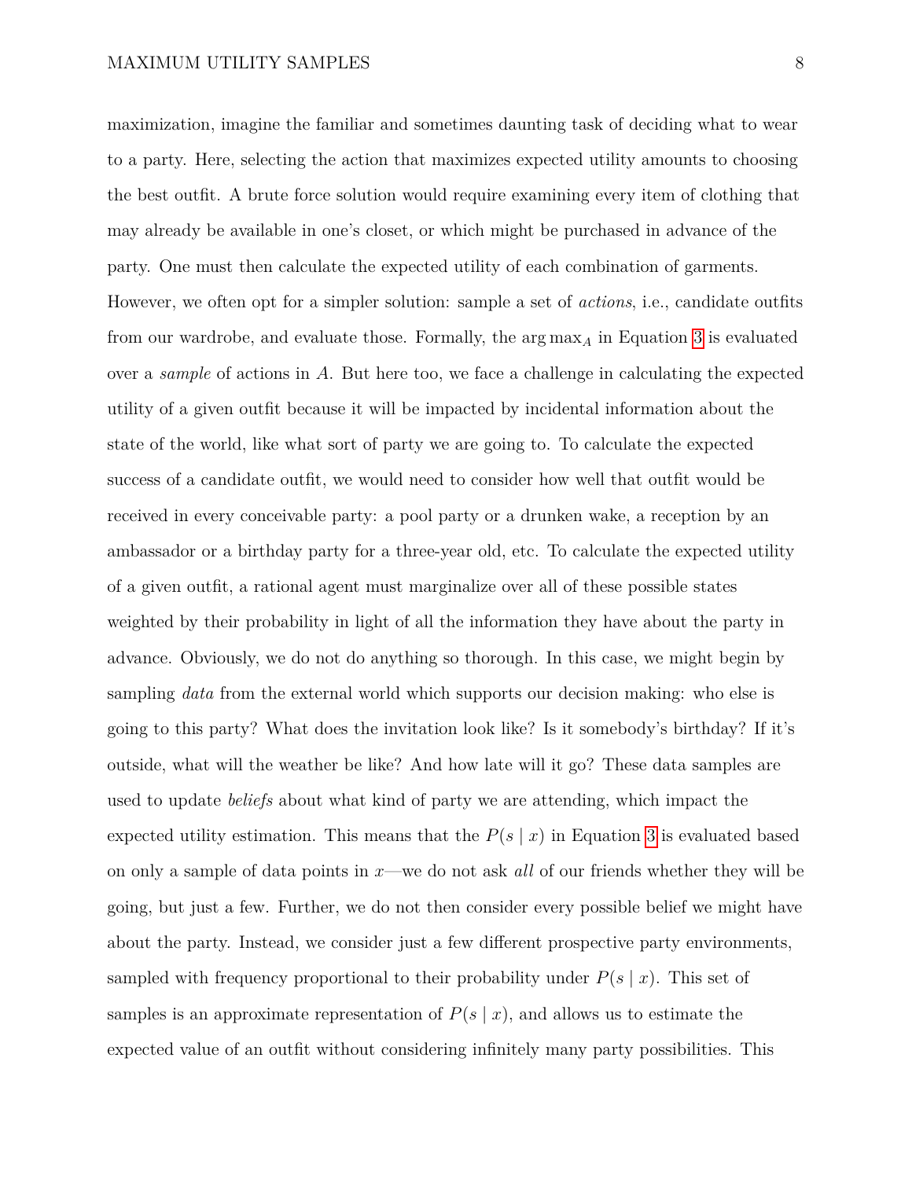maximization, imagine the familiar and sometimes daunting task of deciding what to wear to a party. Here, selecting the action that maximizes expected utility amounts to choosing the best outfit. A brute force solution would require examining every item of clothing that may already be available in one's closet, or which might be purchased in advance of the party. One must then calculate the expected utility of each combination of garments. However, we often opt for a simpler solution: sample a set of *actions*, i.e., candidate outfits from our wardrobe, and evaluate those. Formally, the $\arg\max_A$ in Equation 3 is evaluated over a *sample* of actions in $A$. But here too, we face a challenge in calculating the expected utility of a given outfit because it will be impacted by incidental information about the state of the world, like what sort of party we are going to. To calculate the expected success of a candidate outfit, we would need to consider how well that outfit would be received in every conceivable party: a pool party or a drunken wake, a reception by an ambassador or a birthday party for a three-year old, etc. To calculate the expected utility of a given outfit, a rational agent must marginalize over all of these possible states weighted by their probability in light of all the information they have about the party in advance. Obviously, we do not do anything so thorough. In this case, we might begin by sampling *data* from the external world which supports our decision making: who else is going to this party? What does the invitation look like? Is it somebody's birthday? If it's outside, what will the weather be like? And how late will it go? These data samples are used to update *beliefs* about what kind of party we are attending, which impact the expected utility estimation. This means that the $P(s \mid x)$ in Equation 3 is evaluated based on only a sample of data points in $x$—we do not ask *all* of our friends whether they will be going, but just a few. Further, we do not then consider every possible belief we might have about the party. Instead, we consider just a few different prospective party environments, sampled with frequency proportional to their probability under $P(s \mid x)$. This set of samples is an approximate representation of $P(s \mid x)$, and allows us to estimate the expected value of an outfit without considering infinitely many party possibilities. This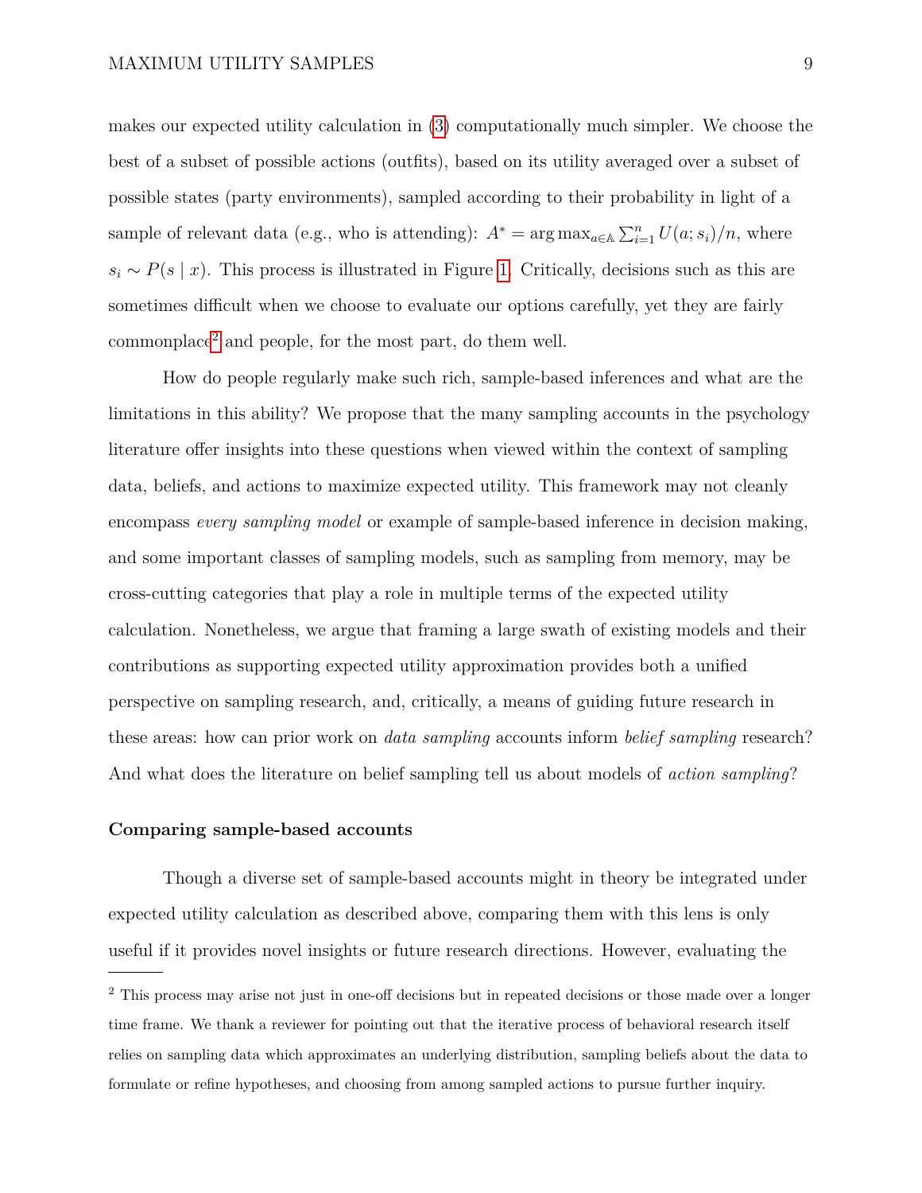makes our expected utility calculation in (3) computationally much simpler. We choose the best of a subset of possible actions (outfits), based on its utility averaged over a subset of possible states (party environments), sampled according to their probability in light of a sample of relevant data (e.g., who is attending): $A^* = \arg\max_{a \in \mathbb{A}} \sum_{i=1}^{n} U(a; s_i)/n$, where $s_i \sim P(s \mid x)$. This process is illustrated in Figure 1. Critically, decisions such as this are sometimes difficult when we choose to evaluate our options carefully, yet they are fairly commonplace[2] and people, for the most part, do them well.

How do people regularly make such rich, sample-based inferences and what are the limitations in this ability? We propose that the many sampling accounts in the psychology literature offer insights into these questions when viewed within the context of sampling data, beliefs, and actions to maximize expected utility. This framework may not cleanly encompass *every sampling model* or example of sample-based inference in decision making, and some important classes of sampling models, such as sampling from memory, may be cross-cutting categories that play a role in multiple terms of the expected utility calculation. Nonetheless, we argue that framing a large swath of existing models and their contributions as supporting expected utility approximation provides both a unified perspective on sampling research, and, critically, a means of guiding future research in these areas: how can prior work on *data sampling* accounts inform *belief sampling* research? And what does the literature on belief sampling tell us about models of *action sampling*?

### Comparing sample-based accounts

Though a diverse set of sample-based accounts might in theory be integrated under expected utility calculation as described above, comparing them with this lens is only useful if it provides novel insights or future research directions. However, evaluating the

[2] This process may arise not just in one-off decisions but in repeated decisions or those made over a longer time frame. We thank a reviewer for pointing out that the iterative process of behavioral research itself relies on sampling data which approximates an underlying distribution, sampling beliefs about the data to formulate or refine hypotheses, and choosing from among sampled actions to pursue further inquiry.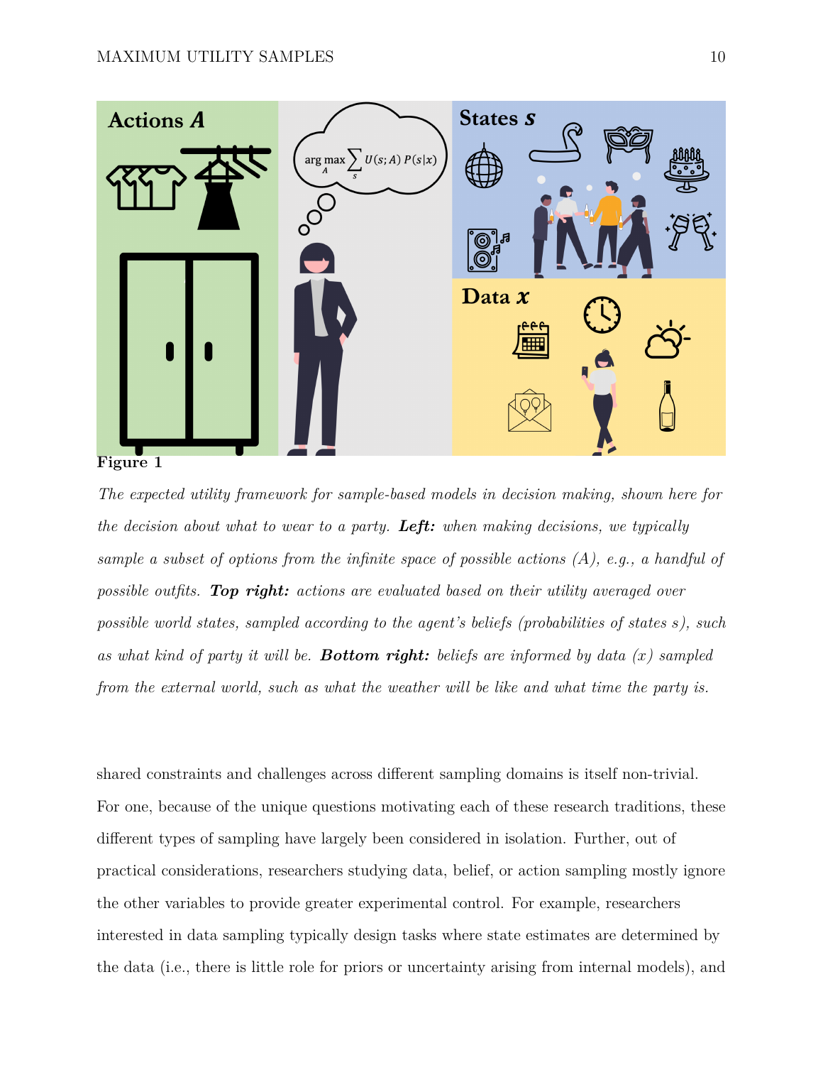**Figure 1**

*The expected utility framework for sample-based models in decision making, shown here for the decision about what to wear to a party.* ***Left:*** *when making decisions, we typically sample a subset of options from the infinite space of possible actions (A), e.g., a handful of possible outfits.* ***Top right:*** *actions are evaluated based on their utility averaged over possible world states, sampled according to the agent's beliefs (probabilities of states s), such as what kind of party it will be.* ***Bottom right:*** *beliefs are informed by data (x) sampled from the external world, such as what the weather will be like and what time the party is.*

shared constraints and challenges across different sampling domains is itself non-trivial. For one, because of the unique questions motivating each of these research traditions, these different types of sampling have largely been considered in isolation. Further, out of practical considerations, researchers studying data, belief, or action sampling mostly ignore the other variables to provide greater experimental control. For example, researchers interested in data sampling typically design tasks where state estimates are determined by the data (i.e., there is little role for priors or uncertainty arising from internal models), and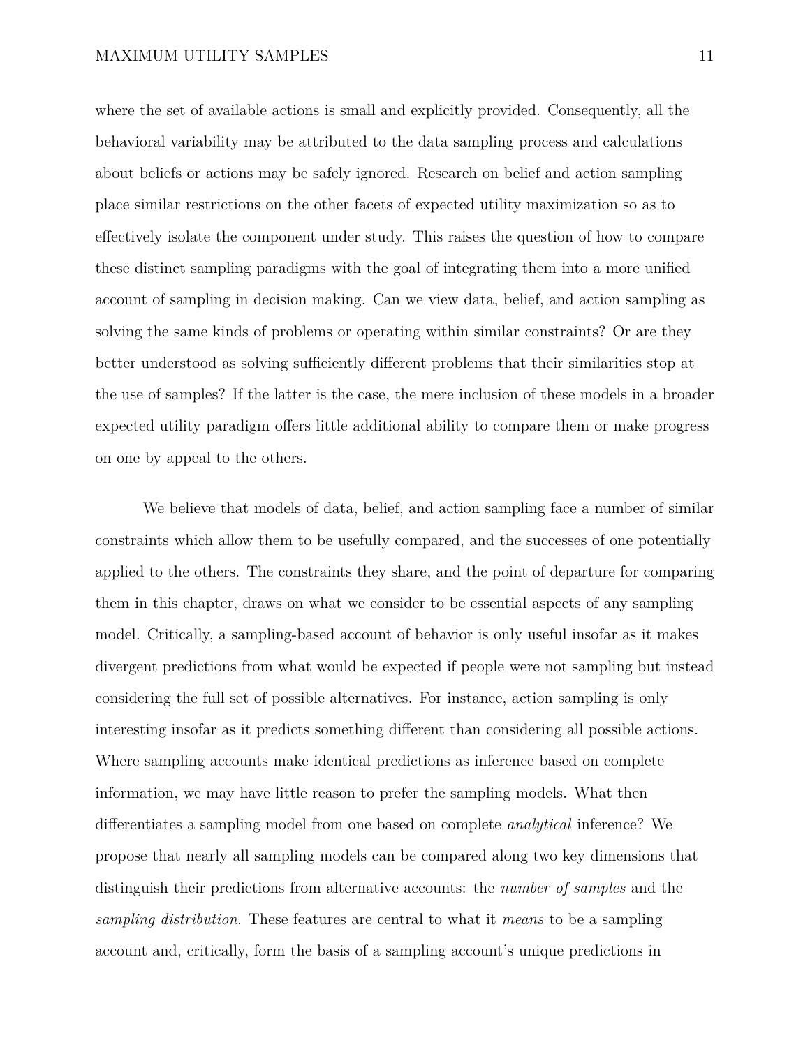where the set of available actions is small and explicitly provided. Consequently, all the behavioral variability may be attributed to the data sampling process and calculations about beliefs or actions may be safely ignored. Research on belief and action sampling place similar restrictions on the other facets of expected utility maximization so as to effectively isolate the component under study. This raises the question of how to compare these distinct sampling paradigms with the goal of integrating them into a more unified account of sampling in decision making. Can we view data, belief, and action sampling as solving the same kinds of problems or operating within similar constraints? Or are they better understood as solving sufficiently different problems that their similarities stop at the use of samples? If the latter is the case, the mere inclusion of these models in a broader expected utility paradigm offers little additional ability to compare them or make progress on one by appeal to the others.

We believe that models of data, belief, and action sampling face a number of similar constraints which allow them to be usefully compared, and the successes of one potentially applied to the others. The constraints they share, and the point of departure for comparing them in this chapter, draws on what we consider to be essential aspects of any sampling model. Critically, a sampling-based account of behavior is only useful insofar as it makes divergent predictions from what would be expected if people were not sampling but instead considering the full set of possible alternatives. For instance, action sampling is only interesting insofar as it predicts something different than considering all possible actions. Where sampling accounts make identical predictions as inference based on complete information, we may have little reason to prefer the sampling models. What then differentiates a sampling model from one based on complete *analytical* inference? We propose that nearly all sampling models can be compared along two key dimensions that distinguish their predictions from alternative accounts: the *number of samples* and the *sampling distribution*. These features are central to what it *means* to be a sampling account and, critically, form the basis of a sampling account's unique predictions in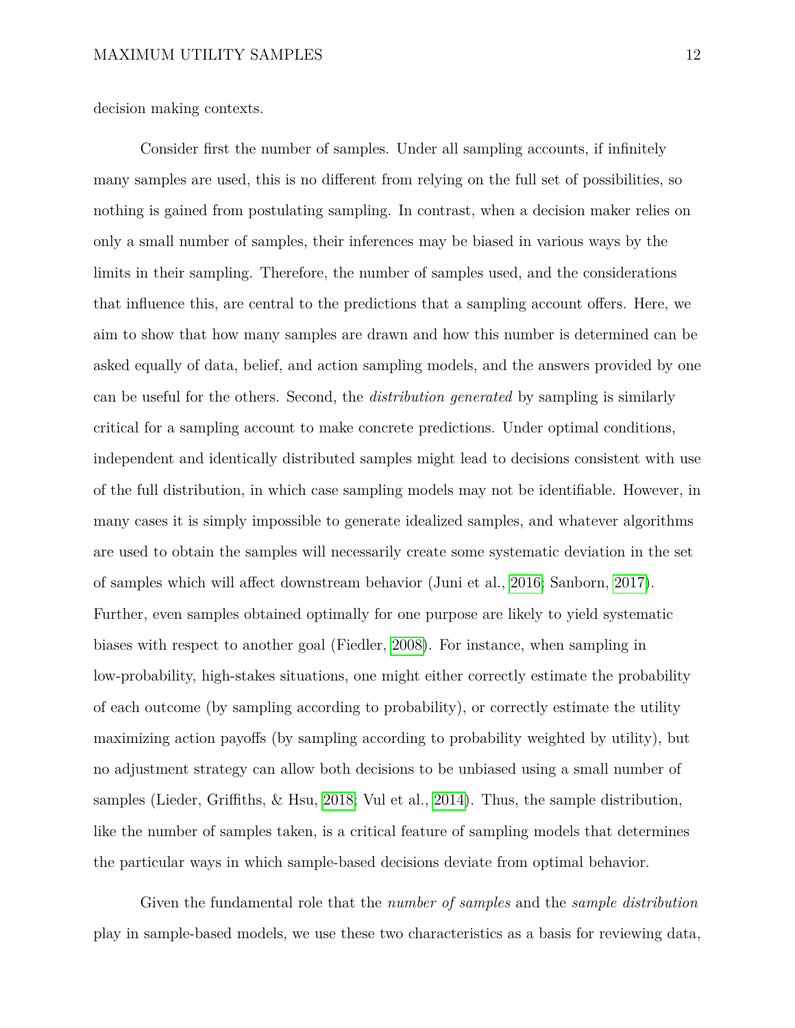decision making contexts.

Consider first the number of samples. Under all sampling accounts, if infinitely many samples are used, this is no different from relying on the full set of possibilities, so nothing is gained from postulating sampling. In contrast, when a decision maker relies on only a small number of samples, their inferences may be biased in various ways by the limits in their sampling. Therefore, the number of samples used, and the considerations that influence this, are central to the predictions that a sampling account offers. Here, we aim to show that how many samples are drawn and how this number is determined can be asked equally of data, belief, and action sampling models, and the answers provided by one can be useful for the others. Second, the *distribution generated* by sampling is similarly critical for a sampling account to make concrete predictions. Under optimal conditions, independent and identically distributed samples might lead to decisions consistent with use of the full distribution, in which case sampling models may not be identifiable. However, in many cases it is simply impossible to generate idealized samples, and whatever algorithms are used to obtain the samples will necessarily create some systematic deviation in the set of samples which will affect downstream behavior (Juni et al., 2016; Sanborn, 2017). Further, even samples obtained optimally for one purpose are likely to yield systematic biases with respect to another goal (Fiedler, 2008). For instance, when sampling in low-probability, high-stakes situations, one might either correctly estimate the probability of each outcome (by sampling according to probability), or correctly estimate the utility maximizing action payoffs (by sampling according to probability weighted by utility), but no adjustment strategy can allow both decisions to be unbiased using a small number of samples (Lieder, Griffiths, & Hsu, 2018; Vul et al., 2014). Thus, the sample distribution, like the number of samples taken, is a critical feature of sampling models that determines the particular ways in which sample-based decisions deviate from optimal behavior.

Given the fundamental role that the *number of samples* and the *sample distribution* play in sample-based models, we use these two characteristics as a basis for reviewing data,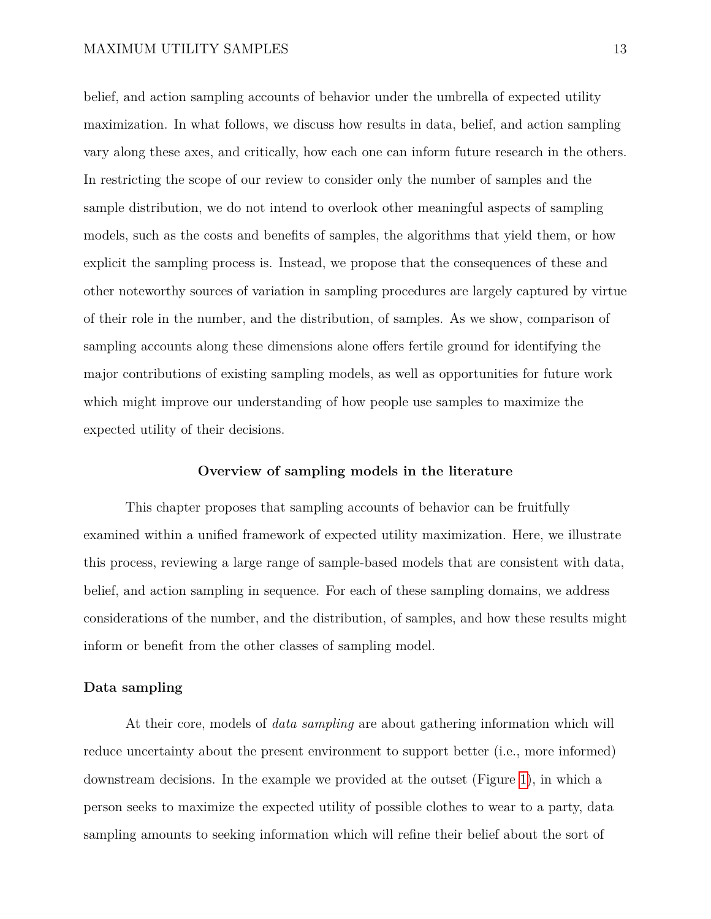belief, and action sampling accounts of behavior under the umbrella of expected utility maximization. In what follows, we discuss how results in data, belief, and action sampling vary along these axes, and critically, how each one can inform future research in the others. In restricting the scope of our review to consider only the number of samples and the sample distribution, we do not intend to overlook other meaningful aspects of sampling models, such as the costs and benefits of samples, the algorithms that yield them, or how explicit the sampling process is. Instead, we propose that the consequences of these and other noteworthy sources of variation in sampling procedures are largely captured by virtue of their role in the number, and the distribution, of samples. As we show, comparison of sampling accounts along these dimensions alone offers fertile ground for identifying the major contributions of existing sampling models, as well as opportunities for future work which might improve our understanding of how people use samples to maximize the expected utility of their decisions.

## Overview of sampling models in the literature

This chapter proposes that sampling accounts of behavior can be fruitfully examined within a unified framework of expected utility maximization. Here, we illustrate this process, reviewing a large range of sample-based models that are consistent with data, belief, and action sampling in sequence. For each of these sampling domains, we address considerations of the number, and the distribution, of samples, and how these results might inform or benefit from the other classes of sampling model.

### Data sampling

At their core, models of *data sampling* are about gathering information which will reduce uncertainty about the present environment to support better (i.e., more informed) downstream decisions. In the example we provided at the outset (Figure 1), in which a person seeks to maximize the expected utility of possible clothes to wear to a party, data sampling amounts to seeking information which will refine their belief about the sort of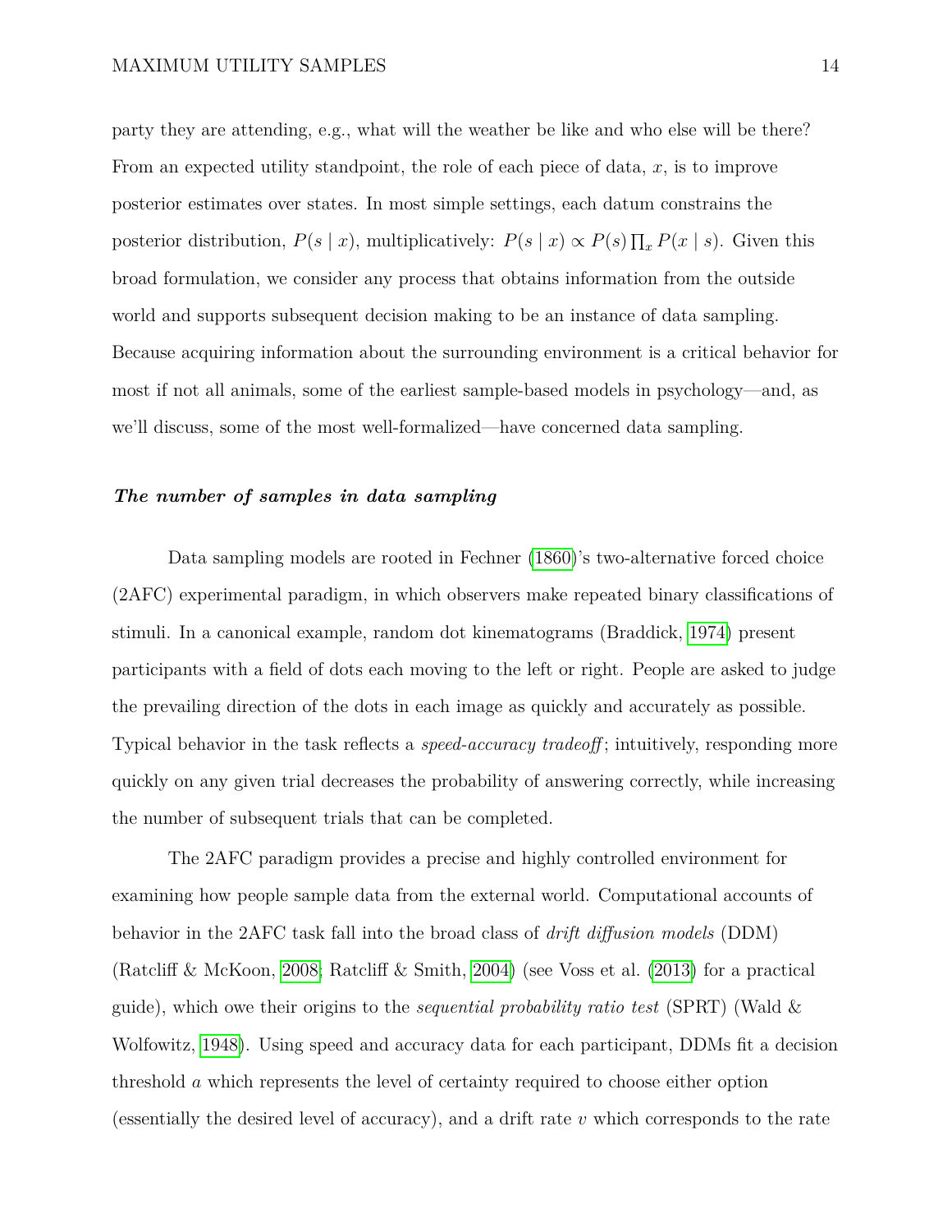party they are attending, e.g., what will the weather be like and who else will be there? From an expected utility standpoint, the role of each piece of data, $x$, is to improve posterior estimates over states. In most simple settings, each datum constrains the posterior distribution, $P(s \mid x)$, multiplicatively: $P(s \mid x) \propto P(s) \prod_x P(x \mid s)$. Given this broad formulation, we consider any process that obtains information from the outside world and supports subsequent decision making to be an instance of data sampling. Because acquiring information about the surrounding environment is a critical behavior for most if not all animals, some of the earliest sample-based models in psychology—and, as we'll discuss, some of the most well-formalized—have concerned data sampling.

### ***The number of samples in data sampling***

Data sampling models are rooted in Fechner (1860)'s two-alternative forced choice (2AFC) experimental paradigm, in which observers make repeated binary classifications of stimuli. In a canonical example, random dot kinematograms (Braddick, 1974) present participants with a field of dots each moving to the left or right. People are asked to judge the prevailing direction of the dots in each image as quickly and accurately as possible. Typical behavior in the task reflects a *speed-accuracy tradeoff*; intuitively, responding more quickly on any given trial decreases the probability of answering correctly, while increasing the number of subsequent trials that can be completed.

The 2AFC paradigm provides a precise and highly controlled environment for examining how people sample data from the external world. Computational accounts of behavior in the 2AFC task fall into the broad class of *drift diffusion models* (DDM) (Ratcliff & McKoon, 2008; Ratcliff & Smith, 2004) (see Voss et al. (2013) for a practical guide), which owe their origins to the *sequential probability ratio test* (SPRT) (Wald & Wolfowitz, 1948). Using speed and accuracy data for each participant, DDMs fit a decision threshold $a$ which represents the level of certainty required to choose either option (essentially the desired level of accuracy), and a drift rate $v$ which corresponds to the rate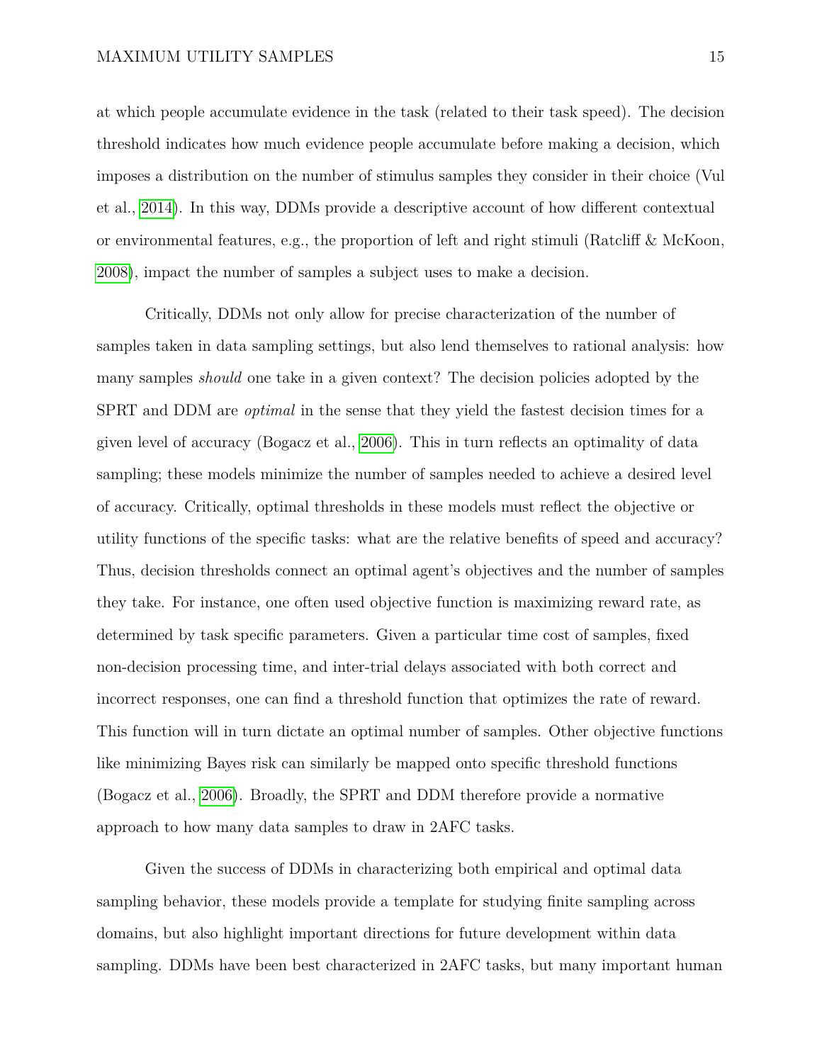at which people accumulate evidence in the task (related to their task speed). The decision threshold indicates how much evidence people accumulate before making a decision, which imposes a distribution on the number of stimulus samples they consider in their choice (Vul et al., 2014). In this way, DDMs provide a descriptive account of how different contextual or environmental features, e.g., the proportion of left and right stimuli (Ratcliff & McKoon, 2008), impact the number of samples a subject uses to make a decision.

Critically, DDMs not only allow for precise characterization of the number of samples taken in data sampling settings, but also lend themselves to rational analysis: how many samples *should* one take in a given context? The decision policies adopted by the SPRT and DDM are *optimal* in the sense that they yield the fastest decision times for a given level of accuracy (Bogacz et al., 2006). This in turn reflects an optimality of data sampling; these models minimize the number of samples needed to achieve a desired level of accuracy. Critically, optimal thresholds in these models must reflect the objective or utility functions of the specific tasks: what are the relative benefits of speed and accuracy? Thus, decision thresholds connect an optimal agent's objectives and the number of samples they take. For instance, one often used objective function is maximizing reward rate, as determined by task specific parameters. Given a particular time cost of samples, fixed non-decision processing time, and inter-trial delays associated with both correct and incorrect responses, one can find a threshold function that optimizes the rate of reward. This function will in turn dictate an optimal number of samples. Other objective functions like minimizing Bayes risk can similarly be mapped onto specific threshold functions (Bogacz et al., 2006). Broadly, the SPRT and DDM therefore provide a normative approach to how many data samples to draw in 2AFC tasks.

Given the success of DDMs in characterizing both empirical and optimal data sampling behavior, these models provide a template for studying finite sampling across domains, but also highlight important directions for future development within data sampling. DDMs have been best characterized in 2AFC tasks, but many important human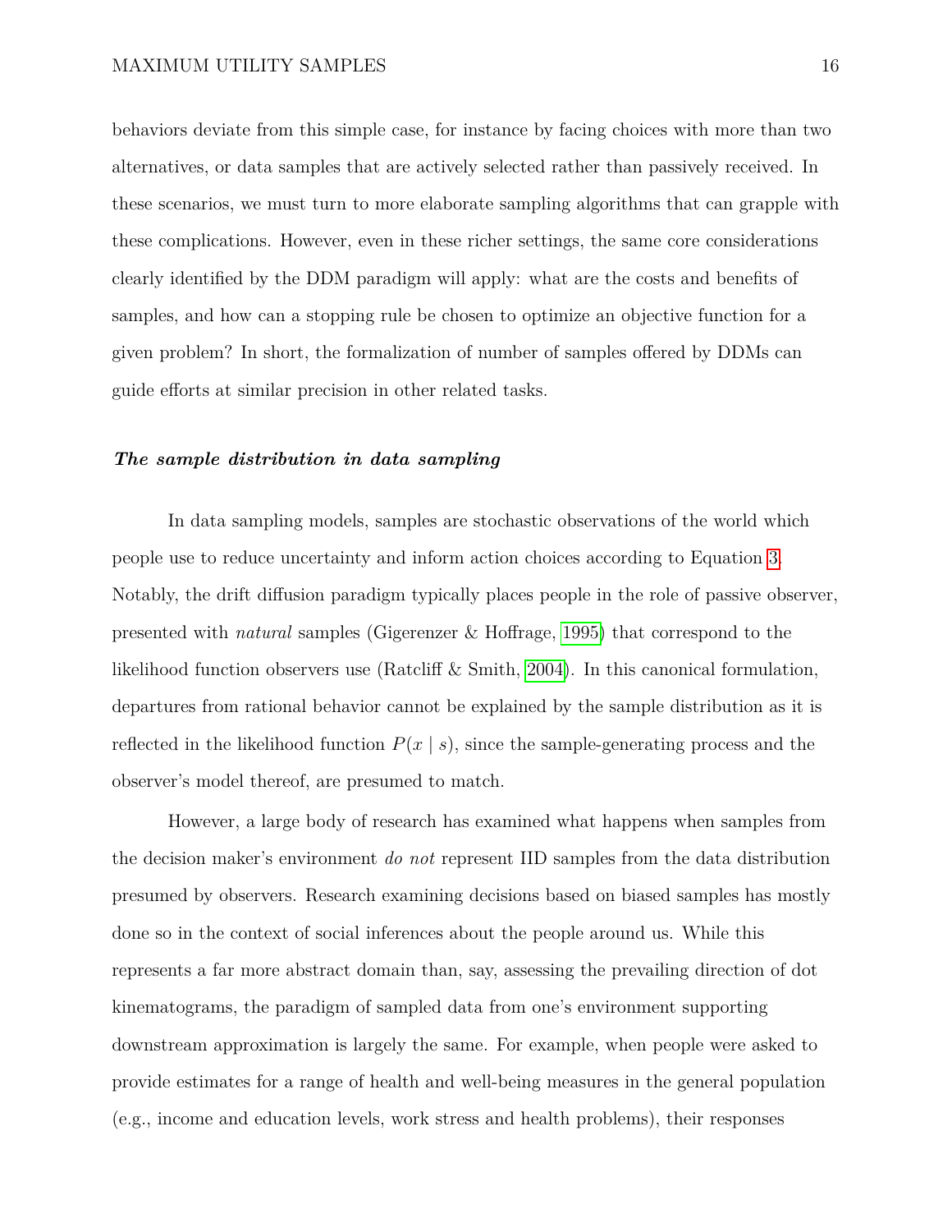behaviors deviate from this simple case, for instance by facing choices with more than two alternatives, or data samples that are actively selected rather than passively received. In these scenarios, we must turn to more elaborate sampling algorithms that can grapple with these complications. However, even in these richer settings, the same core considerations clearly identified by the DDM paradigm will apply: what are the costs and benefits of samples, and how can a stopping rule be chosen to optimize an objective function for a given problem? In short, the formalization of number of samples offered by DDMs can guide efforts at similar precision in other related tasks.

### ***The sample distribution in data sampling***

In data sampling models, samples are stochastic observations of the world which people use to reduce uncertainty and inform action choices according to Equation 3. Notably, the drift diffusion paradigm typically places people in the role of passive observer, presented with *natural* samples (Gigerenzer & Hoffrage, 1995) that correspond to the likelihood function observers use (Ratcliff & Smith, 2004). In this canonical formulation, departures from rational behavior cannot be explained by the sample distribution as it is reflected in the likelihood function $P(x \mid s)$, since the sample-generating process and the observer's model thereof, are presumed to match.

However, a large body of research has examined what happens when samples from the decision maker's environment *do not* represent IID samples from the data distribution presumed by observers. Research examining decisions based on biased samples has mostly done so in the context of social inferences about the people around us. While this represents a far more abstract domain than, say, assessing the prevailing direction of dot kinematograms, the paradigm of sampled data from one's environment supporting downstream approximation is largely the same. For example, when people were asked to provide estimates for a range of health and well-being measures in the general population (e.g., income and education levels, work stress and health problems), their responses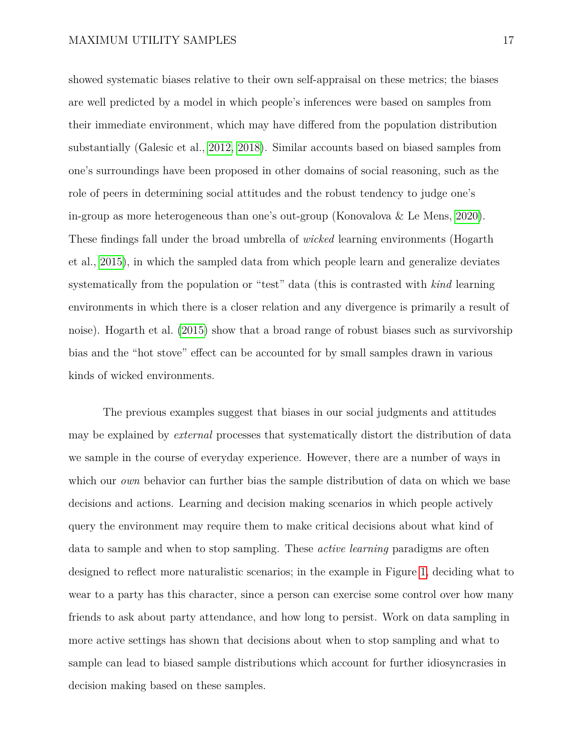showed systematic biases relative to their own self-appraisal on these metrics; the biases are well predicted by a model in which people's inferences were based on samples from their immediate environment, which may have differed from the population distribution substantially (Galesic et al., 2012, 2018). Similar accounts based on biased samples from one's surroundings have been proposed in other domains of social reasoning, such as the role of peers in determining social attitudes and the robust tendency to judge one's in-group as more heterogeneous than one's out-group (Konovalova & Le Mens, 2020). These findings fall under the broad umbrella of *wicked* learning environments (Hogarth et al., 2015), in which the sampled data from which people learn and generalize deviates systematically from the population or "test" data (this is contrasted with *kind* learning environments in which there is a closer relation and any divergence is primarily a result of noise). Hogarth et al. (2015) show that a broad range of robust biases such as survivorship bias and the "hot stove" effect can be accounted for by small samples drawn in various kinds of wicked environments.

The previous examples suggest that biases in our social judgments and attitudes may be explained by *external* processes that systematically distort the distribution of data we sample in the course of everyday experience. However, there are a number of ways in which our *own* behavior can further bias the sample distribution of data on which we base decisions and actions. Learning and decision making scenarios in which people actively query the environment may require them to make critical decisions about what kind of data to sample and when to stop sampling. These *active learning* paradigms are often designed to reflect more naturalistic scenarios; in the example in Figure 1, deciding what to wear to a party has this character, since a person can exercise some control over how many friends to ask about party attendance, and how long to persist. Work on data sampling in more active settings has shown that decisions about when to stop sampling and what to sample can lead to biased sample distributions which account for further idiosyncrasies in decision making based on these samples.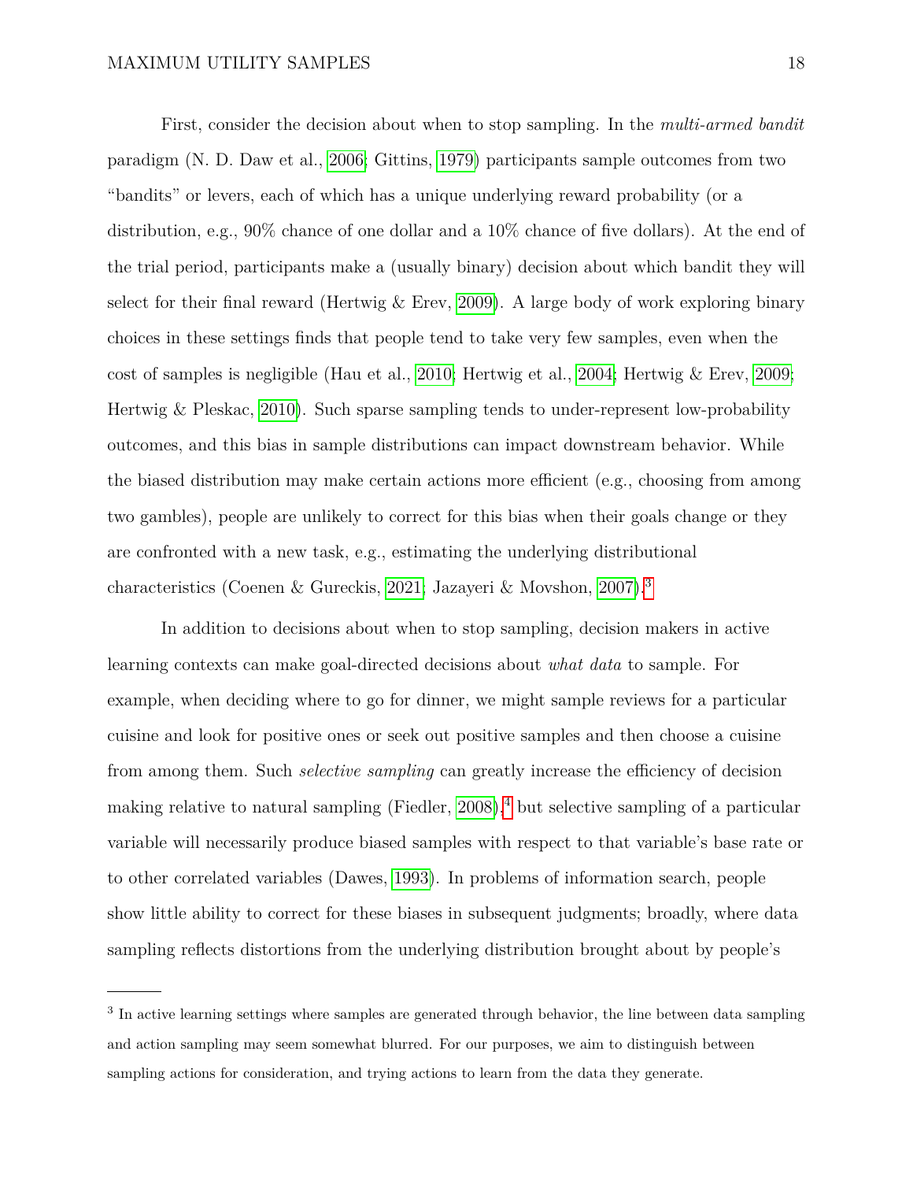First, consider the decision about when to stop sampling. In the *multi-armed bandit* paradigm (N. D. Daw et al., 2006; Gittins, 1979) participants sample outcomes from two "bandits" or levers, each of which has a unique underlying reward probability (or a distribution, e.g., 90% chance of one dollar and a 10% chance of five dollars). At the end of the trial period, participants make a (usually binary) decision about which bandit they will select for their final reward (Hertwig & Erev, 2009). A large body of work exploring binary choices in these settings finds that people tend to take very few samples, even when the cost of samples is negligible (Hau et al., 2010; Hertwig et al., 2004; Hertwig & Erev, 2009; Hertwig & Pleskac, 2010). Such sparse sampling tends to under-represent low-probability outcomes, and this bias in sample distributions can impact downstream behavior. While the biased distribution may make certain actions more efficient (e.g., choosing from among two gambles), people are unlikely to correct for this bias when their goals change or they are confronted with a new task, e.g., estimating the underlying distributional characteristics (Coenen & Gureckis, 2021; Jazayeri & Movshon, 2007).[3]

In addition to decisions about when to stop sampling, decision makers in active learning contexts can make goal-directed decisions about *what data* to sample. For example, when deciding where to go for dinner, we might sample reviews for a particular cuisine and look for positive ones or seek out positive samples and then choose a cuisine from among them. Such *selective sampling* can greatly increase the efficiency of decision making relative to natural sampling (Fiedler, 2008),[4] but selective sampling of a particular variable will necessarily produce biased samples with respect to that variable's base rate or to other correlated variables (Dawes, 1993). In problems of information search, people show little ability to correct for these biases in subsequent judgments; broadly, where data sampling reflects distortions from the underlying distribution brought about by people's

[3] In active learning settings where samples are generated through behavior, the line between data sampling and action sampling may seem somewhat blurred. For our purposes, we aim to distinguish between sampling actions for consideration, and trying actions to learn from the data they generate.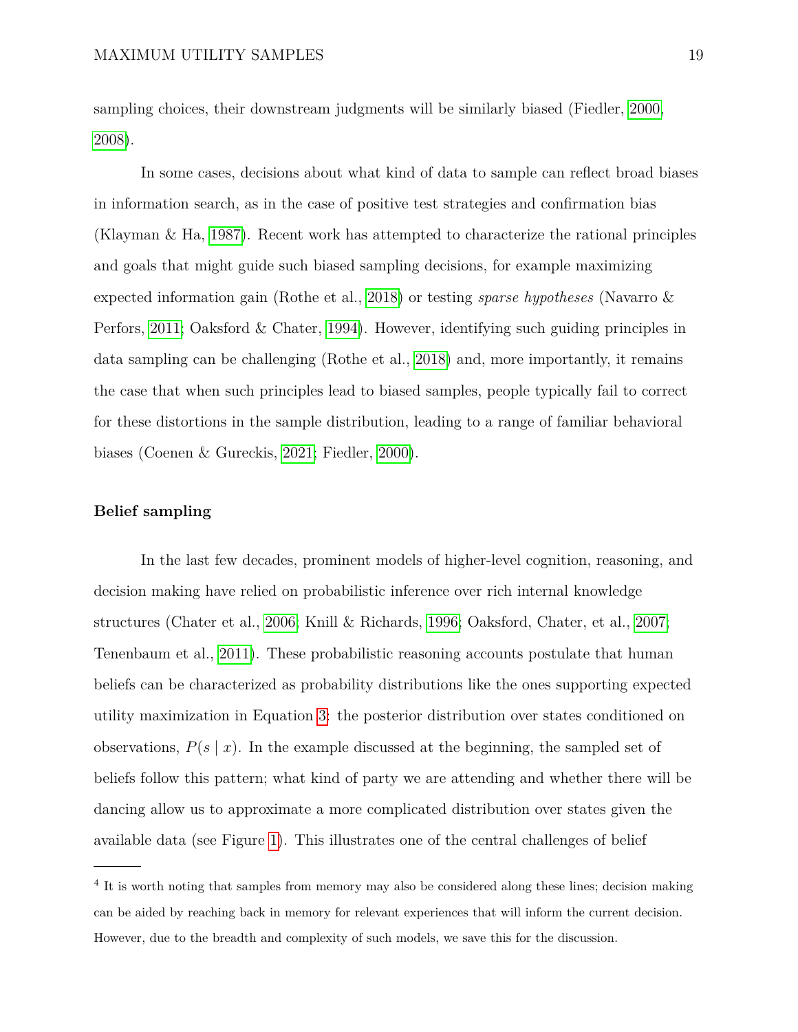sampling choices, their downstream judgments will be similarly biased (Fiedler, 2000, 2008).

In some cases, decisions about what kind of data to sample can reflect broad biases in information search, as in the case of positive test strategies and confirmation bias (Klayman & Ha, 1987). Recent work has attempted to characterize the rational principles and goals that might guide such biased sampling decisions, for example maximizing expected information gain (Rothe et al., 2018) or testing *sparse hypotheses* (Navarro & Perfors, 2011; Oaksford & Chater, 1994). However, identifying such guiding principles in data sampling can be challenging (Rothe et al., 2018) and, more importantly, it remains the case that when such principles lead to biased samples, people typically fail to correct for these distortions in the sample distribution, leading to a range of familiar behavioral biases (Coenen & Gureckis, 2021; Fiedler, 2000).

### Belief sampling

In the last few decades, prominent models of higher-level cognition, reasoning, and decision making have relied on probabilistic inference over rich internal knowledge structures (Chater et al., 2006; Knill & Richards, 1996; Oaksford, Chater, et al., 2007; Tenenbaum et al., 2011). These probabilistic reasoning accounts postulate that human beliefs can be characterized as probability distributions like the ones supporting expected utility maximization in Equation 3: the posterior distribution over states conditioned on observations, $P(s \mid x)$. In the example discussed at the beginning, the sampled set of beliefs follow this pattern; what kind of party we are attending and whether there will be dancing allow us to approximate a more complicated distribution over states given the available data (see Figure 1). This illustrates one of the central challenges of belief

---

[4] It is worth noting that samples from memory may also be considered along these lines; decision making can be aided by reaching back in memory for relevant experiences that will inform the current decision. However, due to the breadth and complexity of such models, we save this for the discussion.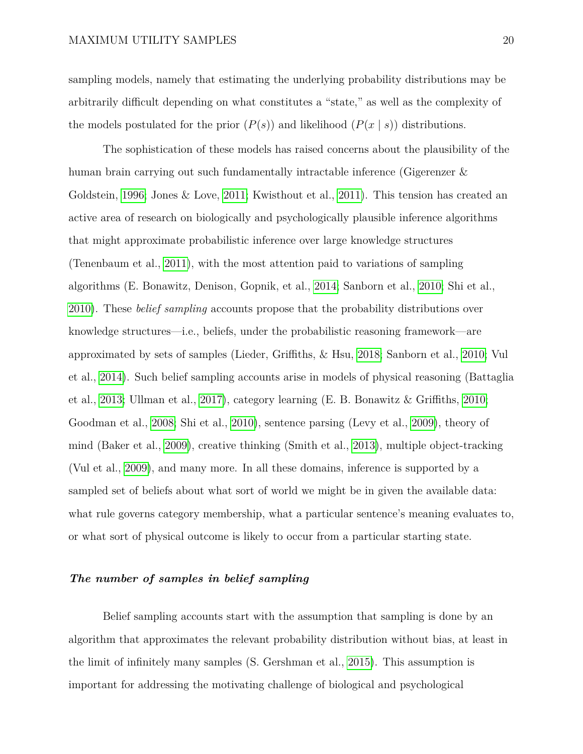sampling models, namely that estimating the underlying probability distributions may be arbitrarily difficult depending on what constitutes a "state," as well as the complexity of the models postulated for the prior ($P(s)$) and likelihood ($P(x \mid s)$) distributions.

The sophistication of these models has raised concerns about the plausibility of the human brain carrying out such fundamentally intractable inference (Gigerenzer & Goldstein, 1996; Jones & Love, 2011; Kwisthout et al., 2011). This tension has created an active area of research on biologically and psychologically plausible inference algorithms that might approximate probabilistic inference over large knowledge structures (Tenenbaum et al., 2011), with the most attention paid to variations of sampling algorithms (E. Bonawitz, Denison, Gopnik, et al., 2014; Sanborn et al., 2010; Shi et al., 2010). These *belief sampling* accounts propose that the probability distributions over knowledge structures—i.e., beliefs, under the probabilistic reasoning framework—are approximated by sets of samples (Lieder, Griffiths, & Hsu, 2018; Sanborn et al., 2010; Vul et al., 2014). Such belief sampling accounts arise in models of physical reasoning (Battaglia et al., 2013; Ullman et al., 2017), category learning (E. B. Bonawitz & Griffiths, 2010; Goodman et al., 2008; Shi et al., 2010), sentence parsing (Levy et al., 2009), theory of mind (Baker et al., 2009), creative thinking (Smith et al., 2013), multiple object-tracking (Vul et al., 2009), and many more. In all these domains, inference is supported by a sampled set of beliefs about what sort of world we might be in given the available data: what rule governs category membership, what a particular sentence's meaning evaluates to, or what sort of physical outcome is likely to occur from a particular starting state.

### *The number of samples in belief sampling*

Belief sampling accounts start with the assumption that sampling is done by an algorithm that approximates the relevant probability distribution without bias, at least in the limit of infinitely many samples (S. Gershman et al., 2015). This assumption is important for addressing the motivating challenge of biological and psychological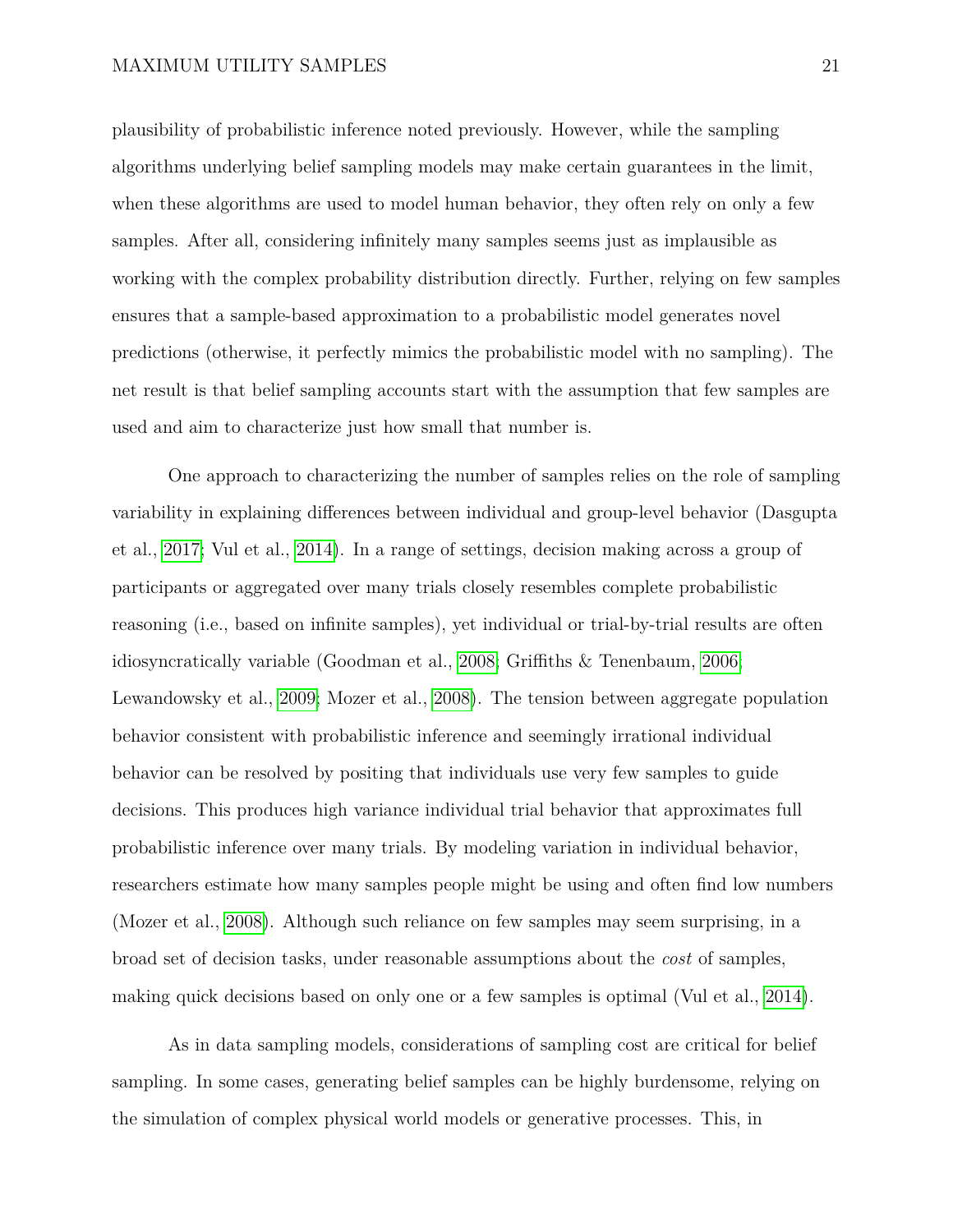plausibility of probabilistic inference noted previously. However, while the sampling algorithms underlying belief sampling models may make certain guarantees in the limit, when these algorithms are used to model human behavior, they often rely on only a few samples. After all, considering infinitely many samples seems just as implausible as working with the complex probability distribution directly. Further, relying on few samples ensures that a sample-based approximation to a probabilistic model generates novel predictions (otherwise, it perfectly mimics the probabilistic model with no sampling). The net result is that belief sampling accounts start with the assumption that few samples are used and aim to characterize just how small that number is.

One approach to characterizing the number of samples relies on the role of sampling variability in explaining differences between individual and group-level behavior (Dasgupta et al., 2017; Vul et al., 2014). In a range of settings, decision making across a group of participants or aggregated over many trials closely resembles complete probabilistic reasoning (i.e., based on infinite samples), yet individual or trial-by-trial results are often idiosyncratically variable (Goodman et al., 2008; Griffiths & Tenenbaum, 2006; Lewandowsky et al., 2009; Mozer et al., 2008). The tension between aggregate population behavior consistent with probabilistic inference and seemingly irrational individual behavior can be resolved by positing that individuals use very few samples to guide decisions. This produces high variance individual trial behavior that approximates full probabilistic inference over many trials. By modeling variation in individual behavior, researchers estimate how many samples people might be using and often find low numbers (Mozer et al., 2008). Although such reliance on few samples may seem surprising, in a broad set of decision tasks, under reasonable assumptions about the *cost* of samples, making quick decisions based on only one or a few samples is optimal (Vul et al., 2014).

As in data sampling models, considerations of sampling cost are critical for belief sampling. In some cases, generating belief samples can be highly burdensome, relying on the simulation of complex physical world models or generative processes. This, in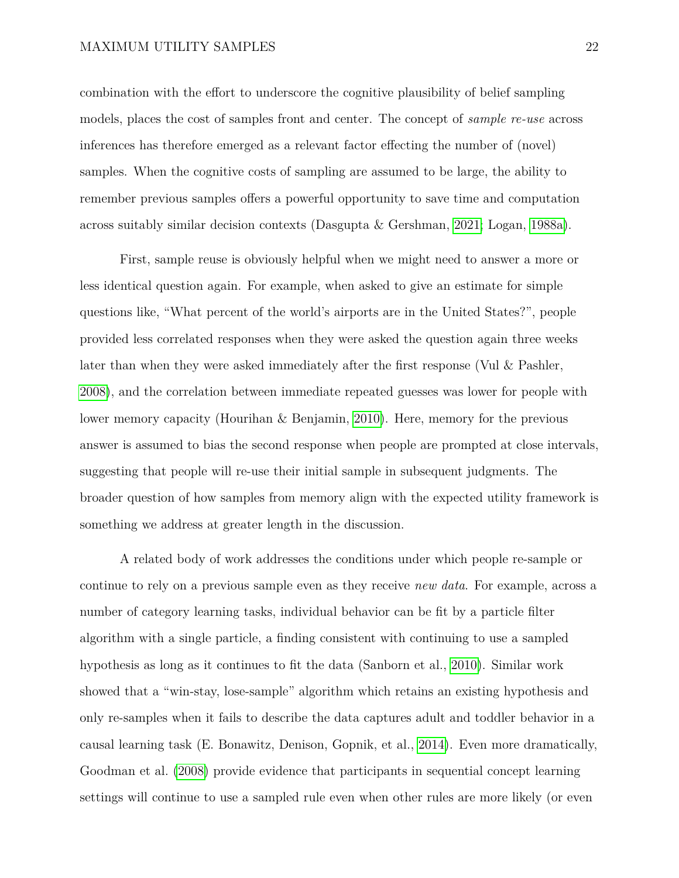combination with the effort to underscore the cognitive plausibility of belief sampling models, places the cost of samples front and center. The concept of *sample re-use* across inferences has therefore emerged as a relevant factor effecting the number of (novel) samples. When the cognitive costs of sampling are assumed to be large, the ability to remember previous samples offers a powerful opportunity to save time and computation across suitably similar decision contexts (Dasgupta & Gershman, 2021; Logan, 1988a).

First, sample reuse is obviously helpful when we might need to answer a more or less identical question again. For example, when asked to give an estimate for simple questions like, "What percent of the world's airports are in the United States?", people provided less correlated responses when they were asked the question again three weeks later than when they were asked immediately after the first response (Vul & Pashler, 2008), and the correlation between immediate repeated guesses was lower for people with lower memory capacity (Hourihan & Benjamin, 2010). Here, memory for the previous answer is assumed to bias the second response when people are prompted at close intervals, suggesting that people will re-use their initial sample in subsequent judgments. The broader question of how samples from memory align with the expected utility framework is something we address at greater length in the discussion.

A related body of work addresses the conditions under which people re-sample or continue to rely on a previous sample even as they receive *new data*. For example, across a number of category learning tasks, individual behavior can be fit by a particle filter algorithm with a single particle, a finding consistent with continuing to use a sampled hypothesis as long as it continues to fit the data (Sanborn et al., 2010). Similar work showed that a "win-stay, lose-sample" algorithm which retains an existing hypothesis and only re-samples when it fails to describe the data captures adult and toddler behavior in a causal learning task (E. Bonawitz, Denison, Gopnik, et al., 2014). Even more dramatically, Goodman et al. (2008) provide evidence that participants in sequential concept learning settings will continue to use a sampled rule even when other rules are more likely (or even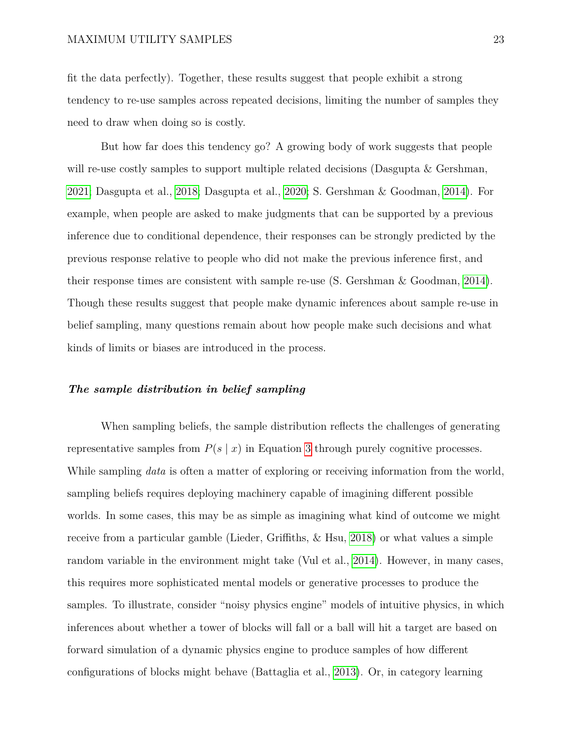fit the data perfectly). Together, these results suggest that people exhibit a strong tendency to re-use samples across repeated decisions, limiting the number of samples they need to draw when doing so is costly.

But how far does this tendency go? A growing body of work suggests that people will re-use costly samples to support multiple related decisions (Dasgupta & Gershman, 2021; Dasgupta et al., 2018; Dasgupta et al., 2020; S. Gershman & Goodman, 2014). For example, when people are asked to make judgments that can be supported by a previous inference due to conditional dependence, their responses can be strongly predicted by the previous response relative to people who did not make the previous inference first, and their response times are consistent with sample re-use (S. Gershman & Goodman, 2014). Though these results suggest that people make dynamic inferences about sample re-use in belief sampling, many questions remain about how people make such decisions and what kinds of limits or biases are introduced in the process.

#### ***The sample distribution in belief sampling***

When sampling beliefs, the sample distribution reflects the challenges of generating representative samples from $P(s \mid x)$ in Equation 3 through purely cognitive processes. While sampling *data* is often a matter of exploring or receiving information from the world, sampling beliefs requires deploying machinery capable of imagining different possible worlds. In some cases, this may be as simple as imagining what kind of outcome we might receive from a particular gamble (Lieder, Griffiths, & Hsu, 2018) or what values a simple random variable in the environment might take (Vul et al., 2014). However, in many cases, this requires more sophisticated mental models or generative processes to produce the samples. To illustrate, consider "noisy physics engine" models of intuitive physics, in which inferences about whether a tower of blocks will fall or a ball will hit a target are based on forward simulation of a dynamic physics engine to produce samples of how different configurations of blocks might behave (Battaglia et al., 2013). Or, in category learning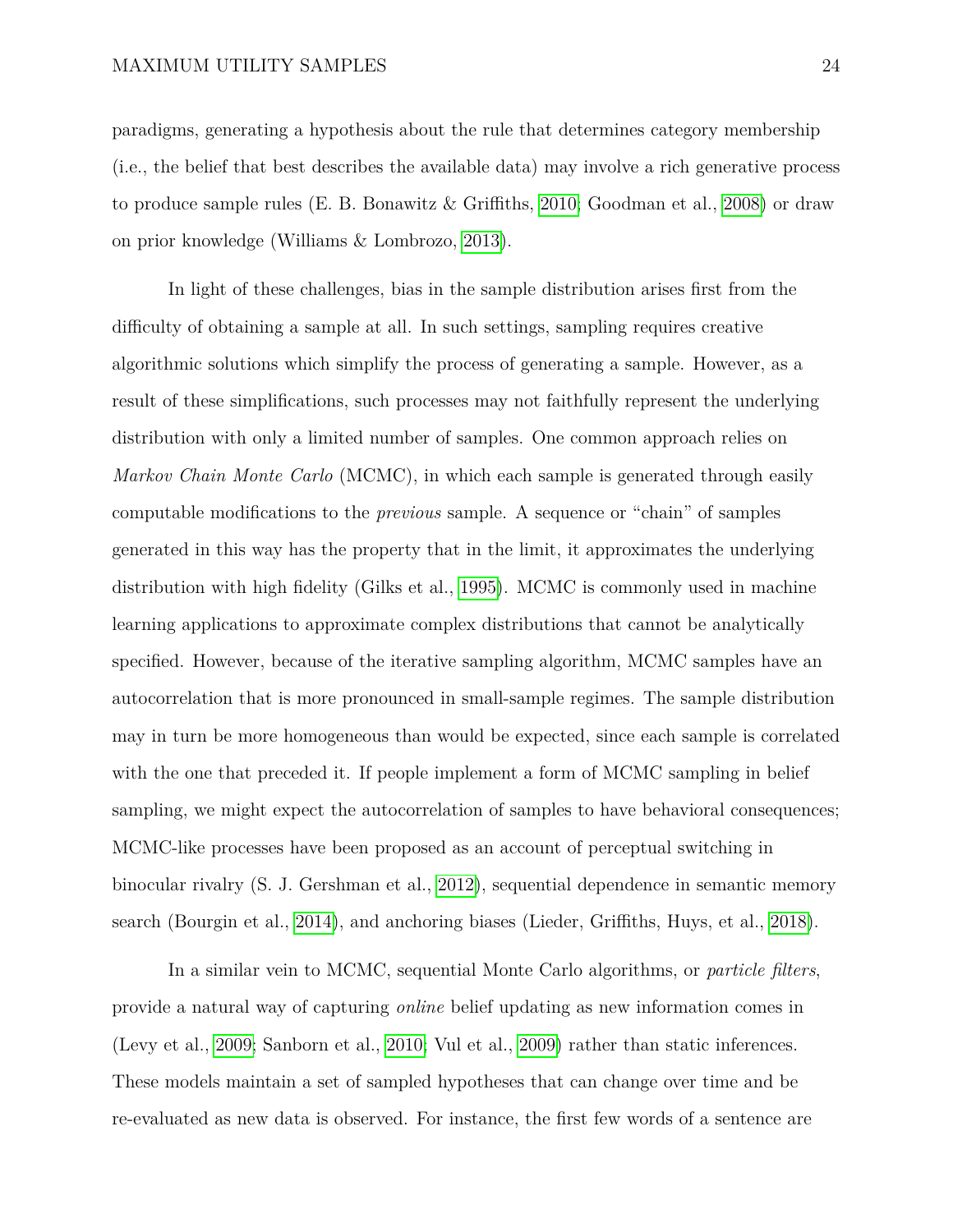paradigms, generating a hypothesis about the rule that determines category membership (i.e., the belief that best describes the available data) may involve a rich generative process to produce sample rules (E. B. Bonawitz & Griffiths, 2010; Goodman et al., 2008) or draw on prior knowledge (Williams & Lombrozo, 2013).

In light of these challenges, bias in the sample distribution arises first from the difficulty of obtaining a sample at all. In such settings, sampling requires creative algorithmic solutions which simplify the process of generating a sample. However, as a result of these simplifications, such processes may not faithfully represent the underlying distribution with only a limited number of samples. One common approach relies on *Markov Chain Monte Carlo* (MCMC), in which each sample is generated through easily computable modifications to the *previous* sample. A sequence or "chain" of samples generated in this way has the property that in the limit, it approximates the underlying distribution with high fidelity (Gilks et al., 1995). MCMC is commonly used in machine learning applications to approximate complex distributions that cannot be analytically specified. However, because of the iterative sampling algorithm, MCMC samples have an autocorrelation that is more pronounced in small-sample regimes. The sample distribution may in turn be more homogeneous than would be expected, since each sample is correlated with the one that preceded it. If people implement a form of MCMC sampling in belief sampling, we might expect the autocorrelation of samples to have behavioral consequences; MCMC-like processes have been proposed as an account of perceptual switching in binocular rivalry (S. J. Gershman et al., 2012), sequential dependence in semantic memory search (Bourgin et al., 2014), and anchoring biases (Lieder, Griffiths, Huys, et al., 2018).

In a similar vein to MCMC, sequential Monte Carlo algorithms, or *particle filters*, provide a natural way of capturing *online* belief updating as new information comes in (Levy et al., 2009; Sanborn et al., 2010; Vul et al., 2009) rather than static inferences. These models maintain a set of sampled hypotheses that can change over time and be re-evaluated as new data is observed. For instance, the first few words of a sentence are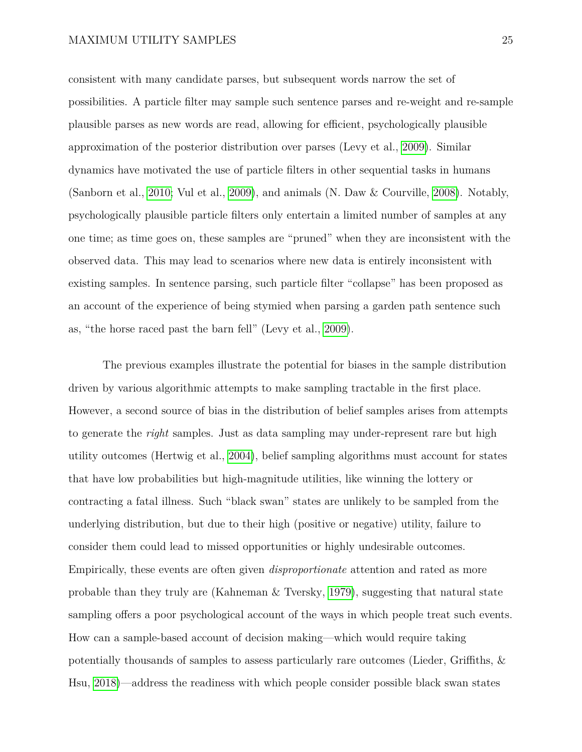consistent with many candidate parses, but subsequent words narrow the set of possibilities. A particle filter may sample such sentence parses and re-weight and re-sample plausible parses as new words are read, allowing for efficient, psychologically plausible approximation of the posterior distribution over parses (Levy et al., 2009). Similar dynamics have motivated the use of particle filters in other sequential tasks in humans (Sanborn et al., 2010; Vul et al., 2009), and animals (N. Daw & Courville, 2008). Notably, psychologically plausible particle filters only entertain a limited number of samples at any one time; as time goes on, these samples are "pruned" when they are inconsistent with the observed data. This may lead to scenarios where new data is entirely inconsistent with existing samples. In sentence parsing, such particle filter "collapse" has been proposed as an account of the experience of being stymied when parsing a garden path sentence such as, "the horse raced past the barn fell" (Levy et al., 2009).

The previous examples illustrate the potential for biases in the sample distribution driven by various algorithmic attempts to make sampling tractable in the first place. However, a second source of bias in the distribution of belief samples arises from attempts to generate the *right* samples. Just as data sampling may under-represent rare but high utility outcomes (Hertwig et al., 2004), belief sampling algorithms must account for states that have low probabilities but high-magnitude utilities, like winning the lottery or contracting a fatal illness. Such "black swan" states are unlikely to be sampled from the underlying distribution, but due to their high (positive or negative) utility, failure to consider them could lead to missed opportunities or highly undesirable outcomes. Empirically, these events are often given *disproportionate* attention and rated as more probable than they truly are (Kahneman & Tversky, 1979), suggesting that natural state sampling offers a poor psychological account of the ways in which people treat such events. How can a sample-based account of decision making—which would require taking potentially thousands of samples to assess particularly rare outcomes (Lieder, Griffiths, & Hsu, 2018)—address the readiness with which people consider possible black swan states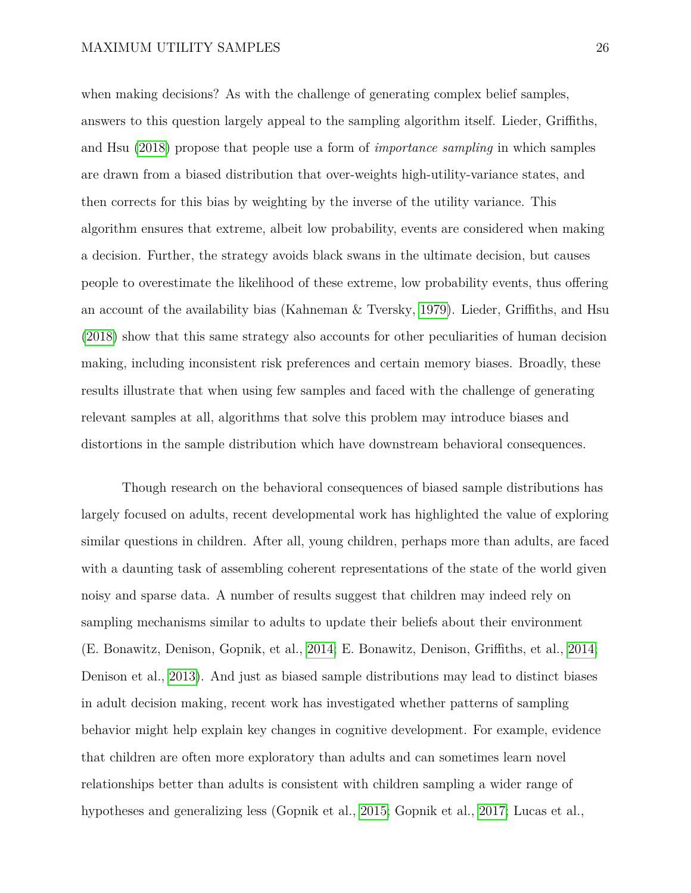when making decisions? As with the challenge of generating complex belief samples, answers to this question largely appeal to the sampling algorithm itself. Lieder, Griffiths, and Hsu (2018) propose that people use a form of *importance sampling* in which samples are drawn from a biased distribution that over-weights high-utility-variance states, and then corrects for this bias by weighting by the inverse of the utility variance. This algorithm ensures that extreme, albeit low probability, events are considered when making a decision. Further, the strategy avoids black swans in the ultimate decision, but causes people to overestimate the likelihood of these extreme, low probability events, thus offering an account of the availability bias (Kahneman & Tversky, 1979). Lieder, Griffiths, and Hsu (2018) show that this same strategy also accounts for other peculiarities of human decision making, including inconsistent risk preferences and certain memory biases. Broadly, these results illustrate that when using few samples and faced with the challenge of generating relevant samples at all, algorithms that solve this problem may introduce biases and distortions in the sample distribution which have downstream behavioral consequences.

Though research on the behavioral consequences of biased sample distributions has largely focused on adults, recent developmental work has highlighted the value of exploring similar questions in children. After all, young children, perhaps more than adults, are faced with a daunting task of assembling coherent representations of the state of the world given noisy and sparse data. A number of results suggest that children may indeed rely on sampling mechanisms similar to adults to update their beliefs about their environment (E. Bonawitz, Denison, Gopnik, et al., 2014; E. Bonawitz, Denison, Griffiths, et al., 2014; Denison et al., 2013). And just as biased sample distributions may lead to distinct biases in adult decision making, recent work has investigated whether patterns of sampling behavior might help explain key changes in cognitive development. For example, evidence that children are often more exploratory than adults and can sometimes learn novel relationships better than adults is consistent with children sampling a wider range of hypotheses and generalizing less (Gopnik et al., 2015; Gopnik et al., 2017; Lucas et al.,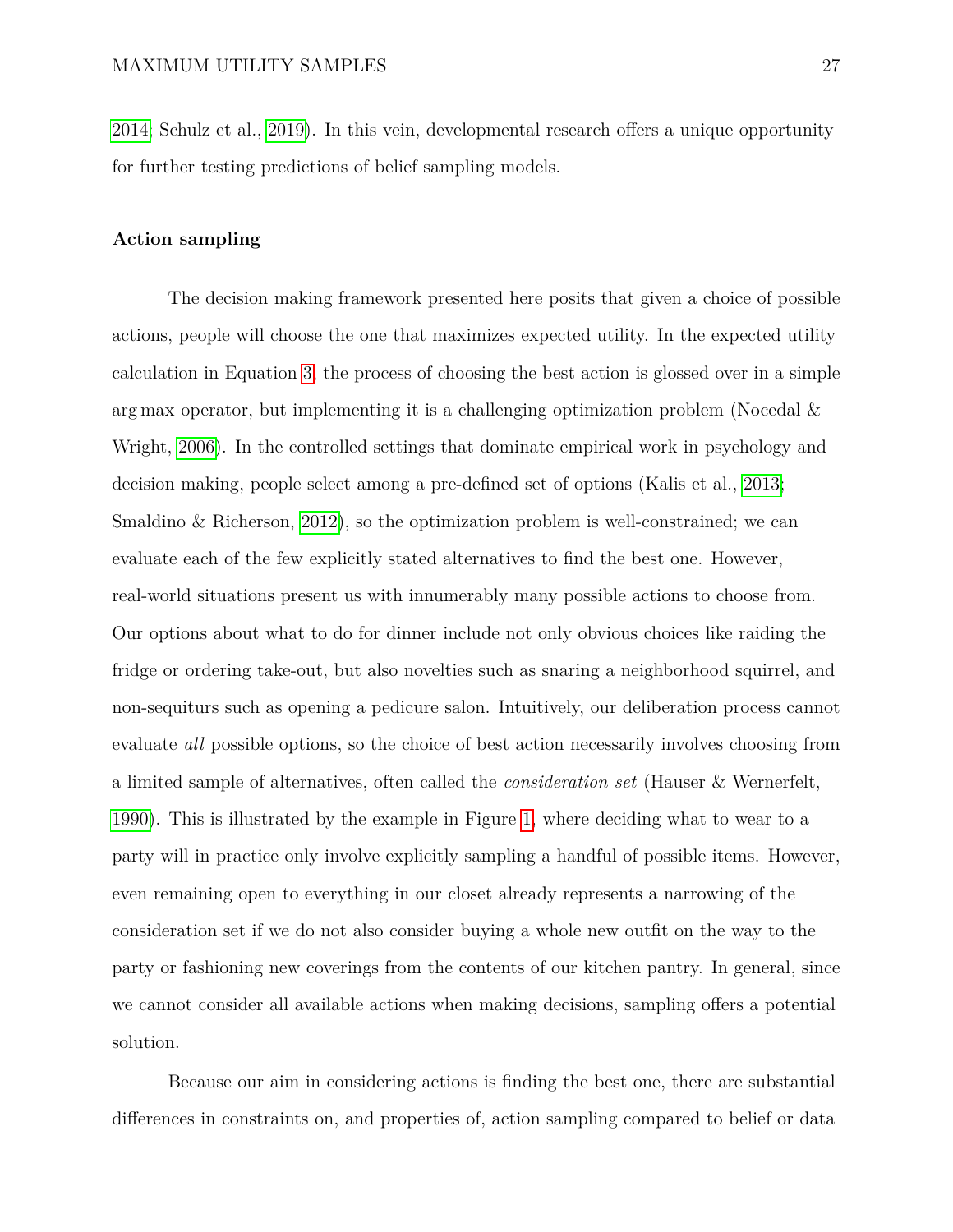2014; Schulz et al., 2019). In this vein, developmental research offers a unique opportunity for further testing predictions of belief sampling models.

### Action sampling

The decision making framework presented here posits that given a choice of possible actions, people will choose the one that maximizes expected utility. In the expected utility calculation in Equation 3, the process of choosing the best action is glossed over in a simple arg max operator, but implementing it is a challenging optimization problem (Nocedal & Wright, 2006). In the controlled settings that dominate empirical work in psychology and decision making, people select among a pre-defined set of options (Kalis et al., 2013; Smaldino & Richerson, 2012), so the optimization problem is well-constrained; we can evaluate each of the few explicitly stated alternatives to find the best one. However, real-world situations present us with innumerably many possible actions to choose from. Our options about what to do for dinner include not only obvious choices like raiding the fridge or ordering take-out, but also novelties such as snaring a neighborhood squirrel, and non-sequiturs such as opening a pedicure salon. Intuitively, our deliberation process cannot evaluate *all* possible options, so the choice of best action necessarily involves choosing from a limited sample of alternatives, often called the *consideration set* (Hauser & Wernerfelt, 1990). This is illustrated by the example in Figure 1, where deciding what to wear to a party will in practice only involve explicitly sampling a handful of possible items. However, even remaining open to everything in our closet already represents a narrowing of the consideration set if we do not also consider buying a whole new outfit on the way to the party or fashioning new coverings from the contents of our kitchen pantry. In general, since we cannot consider all available actions when making decisions, sampling offers a potential solution.

Because our aim in considering actions is finding the best one, there are substantial differences in constraints on, and properties of, action sampling compared to belief or data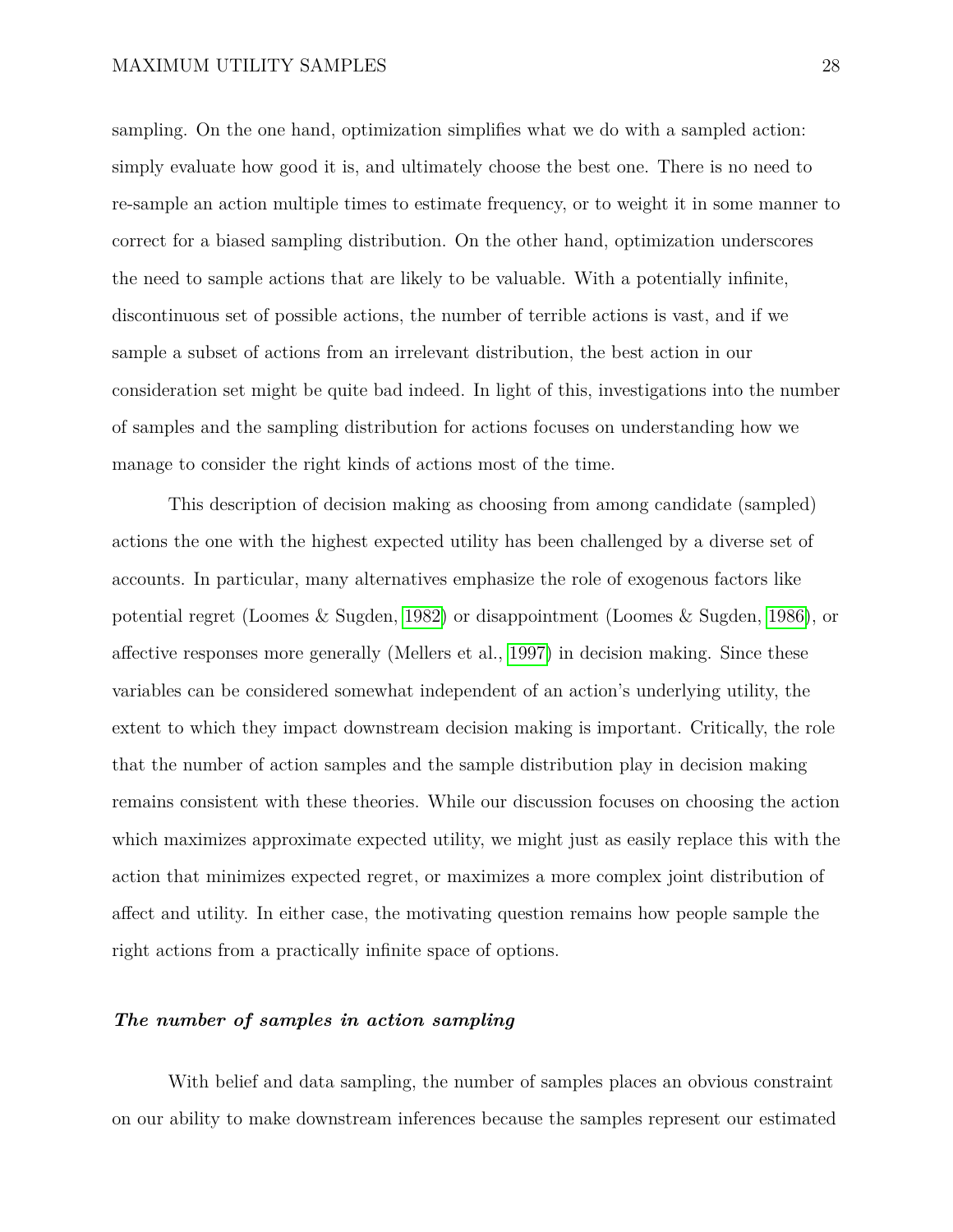sampling. On the one hand, optimization simplifies what we do with a sampled action: simply evaluate how good it is, and ultimately choose the best one. There is no need to re-sample an action multiple times to estimate frequency, or to weight it in some manner to correct for a biased sampling distribution. On the other hand, optimization underscores the need to sample actions that are likely to be valuable. With a potentially infinite, discontinuous set of possible actions, the number of terrible actions is vast, and if we sample a subset of actions from an irrelevant distribution, the best action in our consideration set might be quite bad indeed. In light of this, investigations into the number of samples and the sampling distribution for actions focuses on understanding how we manage to consider the right kinds of actions most of the time.

This description of decision making as choosing from among candidate (sampled) actions the one with the highest expected utility has been challenged by a diverse set of accounts. In particular, many alternatives emphasize the role of exogenous factors like potential regret (Loomes & Sugden, 1982) or disappointment (Loomes & Sugden, 1986), or affective responses more generally (Mellers et al., 1997) in decision making. Since these variables can be considered somewhat independent of an action's underlying utility, the extent to which they impact downstream decision making is important. Critically, the role that the number of action samples and the sample distribution play in decision making remains consistent with these theories. While our discussion focuses on choosing the action which maximizes approximate expected utility, we might just as easily replace this with the action that minimizes expected regret, or maximizes a more complex joint distribution of affect and utility. In either case, the motivating question remains how people sample the right actions from a practically infinite space of options.

### ***The number of samples in action sampling***

With belief and data sampling, the number of samples places an obvious constraint on our ability to make downstream inferences because the samples represent our estimated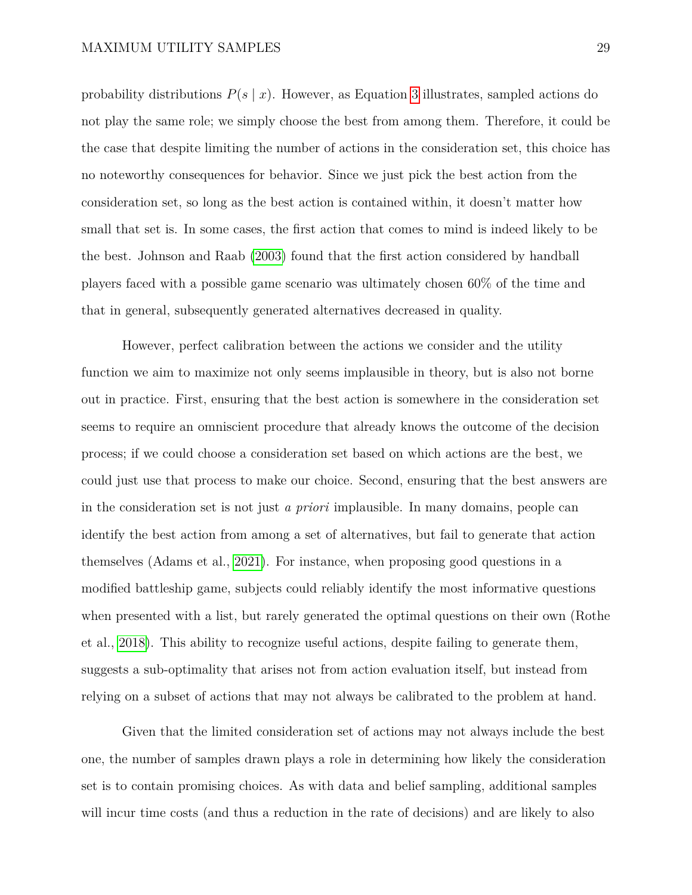probability distributions $P(s \mid x)$. However, as Equation 3 illustrates, sampled actions do not play the same role; we simply choose the best from among them. Therefore, it could be the case that despite limiting the number of actions in the consideration set, this choice has no noteworthy consequences for behavior. Since we just pick the best action from the consideration set, so long as the best action is contained within, it doesn't matter how small that set is. In some cases, the first action that comes to mind is indeed likely to be the best. Johnson and Raab (2003) found that the first action considered by handball players faced with a possible game scenario was ultimately chosen 60% of the time and that in general, subsequently generated alternatives decreased in quality.

However, perfect calibration between the actions we consider and the utility function we aim to maximize not only seems implausible in theory, but is also not borne out in practice. First, ensuring that the best action is somewhere in the consideration set seems to require an omniscient procedure that already knows the outcome of the decision process; if we could choose a consideration set based on which actions are the best, we could just use that process to make our choice. Second, ensuring that the best answers are in the consideration set is not just *a priori* implausible. In many domains, people can identify the best action from among a set of alternatives, but fail to generate that action themselves (Adams et al., 2021). For instance, when proposing good questions in a modified battleship game, subjects could reliably identify the most informative questions when presented with a list, but rarely generated the optimal questions on their own (Rothe et al., 2018). This ability to recognize useful actions, despite failing to generate them, suggests a sub-optimality that arises not from action evaluation itself, but instead from relying on a subset of actions that may not always be calibrated to the problem at hand.

Given that the limited consideration set of actions may not always include the best one, the number of samples drawn plays a role in determining how likely the consideration set is to contain promising choices. As with data and belief sampling, additional samples will incur time costs (and thus a reduction in the rate of decisions) and are likely to also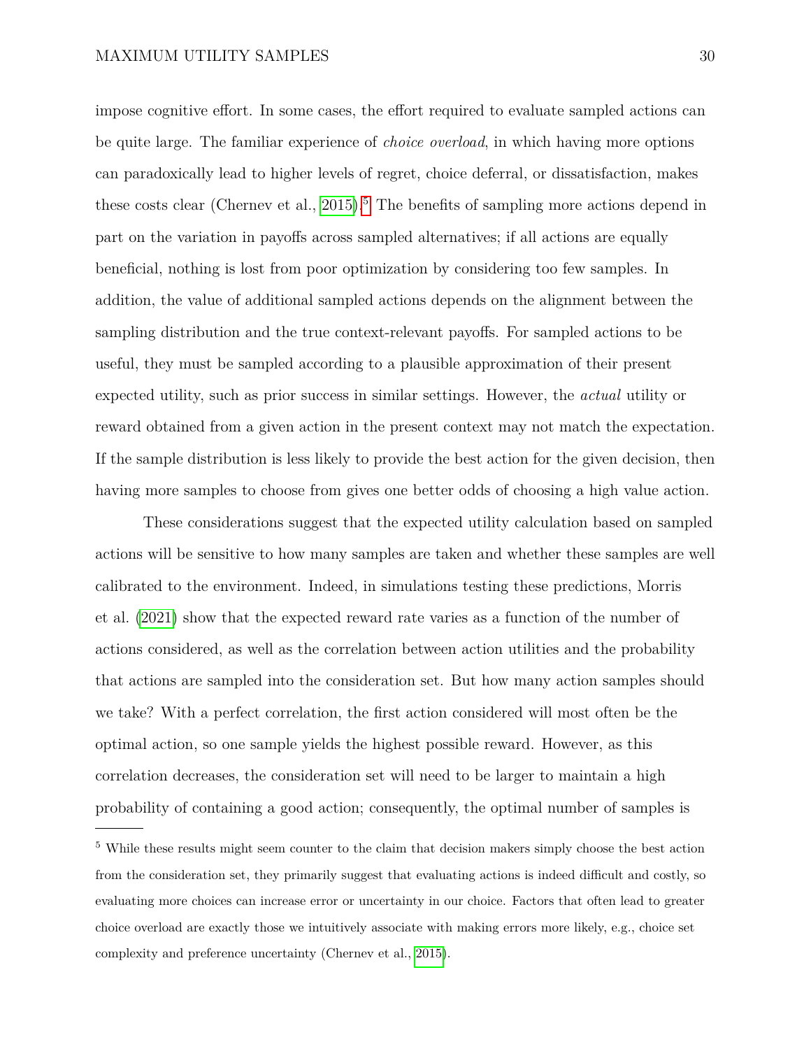impose cognitive effort. In some cases, the effort required to evaluate sampled actions can be quite large. The familiar experience of *choice overload*, in which having more options can paradoxically lead to higher levels of regret, choice deferral, or dissatisfaction, makes these costs clear (Chernev et al., 2015).[5] The benefits of sampling more actions depend in part on the variation in payoffs across sampled alternatives; if all actions are equally beneficial, nothing is lost from poor optimization by considering too few samples. In addition, the value of additional sampled actions depends on the alignment between the sampling distribution and the true context-relevant payoffs. For sampled actions to be useful, they must be sampled according to a plausible approximation of their present expected utility, such as prior success in similar settings. However, the *actual* utility or reward obtained from a given action in the present context may not match the expectation. If the sample distribution is less likely to provide the best action for the given decision, then having more samples to choose from gives one better odds of choosing a high value action.

These considerations suggest that the expected utility calculation based on sampled actions will be sensitive to how many samples are taken and whether these samples are well calibrated to the environment. Indeed, in simulations testing these predictions, Morris et al. (2021) show that the expected reward rate varies as a function of the number of actions considered, as well as the correlation between action utilities and the probability that actions are sampled into the consideration set. But how many action samples should we take? With a perfect correlation, the first action considered will most often be the optimal action, so one sample yields the highest possible reward. However, as this correlation decreases, the consideration set will need to be larger to maintain a high probability of containing a good action; consequently, the optimal number of samples is

---

[5] While these results might seem counter to the claim that decision makers simply choose the best action from the consideration set, they primarily suggest that evaluating actions is indeed difficult and costly, so evaluating more choices can increase error or uncertainty in our choice. Factors that often lead to greater choice overload are exactly those we intuitively associate with making errors more likely, e.g., choice set complexity and preference uncertainty (Chernev et al., 2015).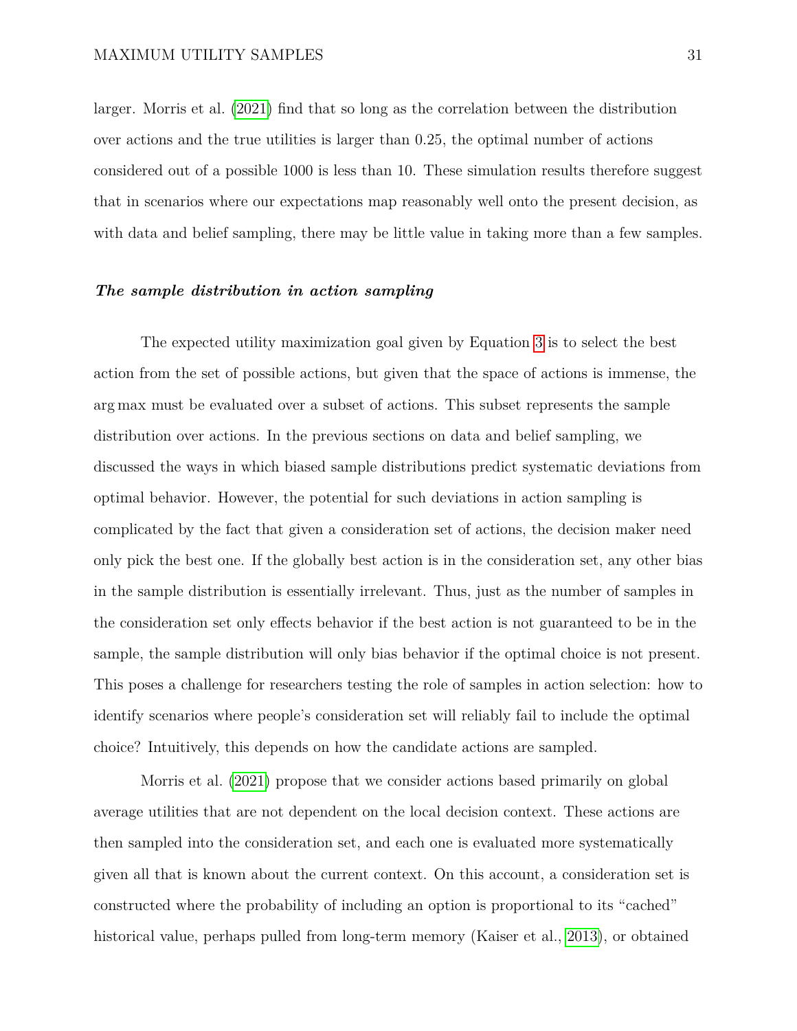larger. Morris et al. (2021) find that so long as the correlation between the distribution over actions and the true utilities is larger than 0.25, the optimal number of actions considered out of a possible 1000 is less than 10. These simulation results therefore suggest that in scenarios where our expectations map reasonably well onto the present decision, as with data and belief sampling, there may be little value in taking more than a few samples.

***The sample distribution in action sampling***

The expected utility maximization goal given by Equation 3 is to select the best action from the set of possible actions, but given that the space of actions is immense, the $\arg\max$ must be evaluated over a subset of actions. This subset represents the sample distribution over actions. In the previous sections on data and belief sampling, we discussed the ways in which biased sample distributions predict systematic deviations from optimal behavior. However, the potential for such deviations in action sampling is complicated by the fact that given a consideration set of actions, the decision maker need only pick the best one. If the globally best action is in the consideration set, any other bias in the sample distribution is essentially irrelevant. Thus, just as the number of samples in the consideration set only effects behavior if the best action is not guaranteed to be in the sample, the sample distribution will only bias behavior if the optimal choice is not present. This poses a challenge for researchers testing the role of samples in action selection: how to identify scenarios where people's consideration set will reliably fail to include the optimal choice? Intuitively, this depends on how the candidate actions are sampled.

Morris et al. (2021) propose that we consider actions based primarily on global average utilities that are not dependent on the local decision context. These actions are then sampled into the consideration set, and each one is evaluated more systematically given all that is known about the current context. On this account, a consideration set is constructed where the probability of including an option is proportional to its "cached" historical value, perhaps pulled from long-term memory (Kaiser et al., 2013), or obtained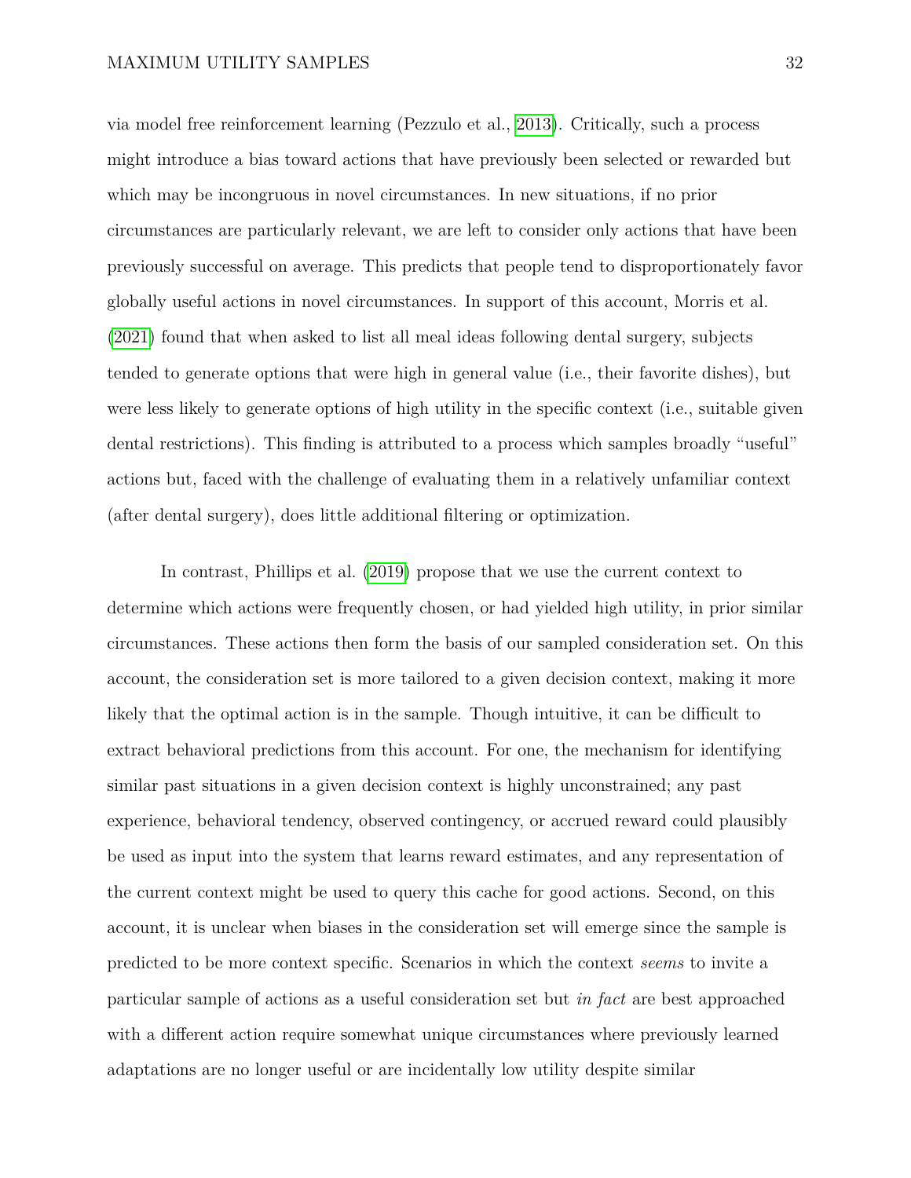via model free reinforcement learning (Pezzulo et al., 2013). Critically, such a process might introduce a bias toward actions that have previously been selected or rewarded but which may be incongruous in novel circumstances. In new situations, if no prior circumstances are particularly relevant, we are left to consider only actions that have been previously successful on average. This predicts that people tend to disproportionately favor globally useful actions in novel circumstances. In support of this account, Morris et al. (2021) found that when asked to list all meal ideas following dental surgery, subjects tended to generate options that were high in general value (i.e., their favorite dishes), but were less likely to generate options of high utility in the specific context (i.e., suitable given dental restrictions). This finding is attributed to a process which samples broadly "useful" actions but, faced with the challenge of evaluating them in a relatively unfamiliar context (after dental surgery), does little additional filtering or optimization.

In contrast, Phillips et al. (2019) propose that we use the current context to determine which actions were frequently chosen, or had yielded high utility, in prior similar circumstances. These actions then form the basis of our sampled consideration set. On this account, the consideration set is more tailored to a given decision context, making it more likely that the optimal action is in the sample. Though intuitive, it can be difficult to extract behavioral predictions from this account. For one, the mechanism for identifying similar past situations in a given decision context is highly unconstrained; any past experience, behavioral tendency, observed contingency, or accrued reward could plausibly be used as input into the system that learns reward estimates, and any representation of the current context might be used to query this cache for good actions. Second, on this account, it is unclear when biases in the consideration set will emerge since the sample is predicted to be more context specific. Scenarios in which the context *seems* to invite a particular sample of actions as a useful consideration set but *in fact* are best approached with a different action require somewhat unique circumstances where previously learned adaptations are no longer useful or are incidentally low utility despite similar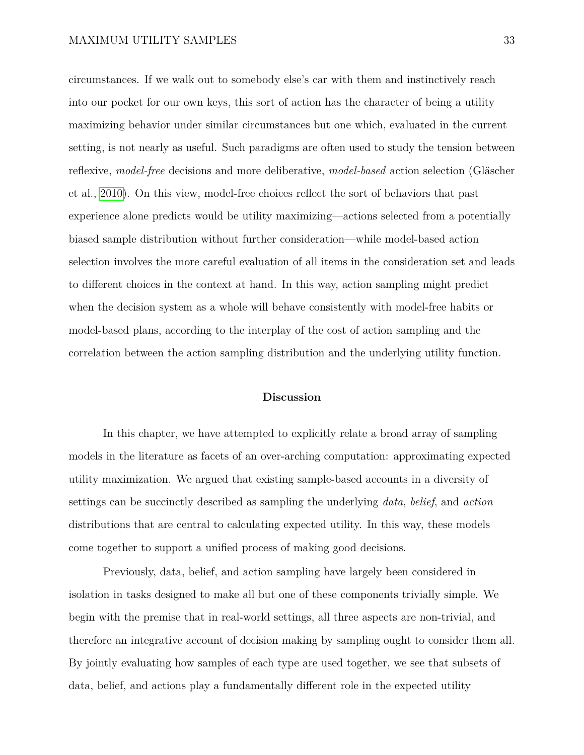circumstances. If we walk out to somebody else's car with them and instinctively reach into our pocket for our own keys, this sort of action has the character of being a utility maximizing behavior under similar circumstances but one which, evaluated in the current setting, is not nearly as useful. Such paradigms are often used to study the tension between reflexive, *model-free* decisions and more deliberative, *model-based* action selection (Gläscher et al., 2010). On this view, model-free choices reflect the sort of behaviors that past experience alone predicts would be utility maximizing—actions selected from a potentially biased sample distribution without further consideration—while model-based action selection involves the more careful evaluation of all items in the consideration set and leads to different choices in the context at hand. In this way, action sampling might predict when the decision system as a whole will behave consistently with model-free habits or model-based plans, according to the interplay of the cost of action sampling and the correlation between the action sampling distribution and the underlying utility function.

## Discussion

In this chapter, we have attempted to explicitly relate a broad array of sampling models in the literature as facets of an over-arching computation: approximating expected utility maximization. We argued that existing sample-based accounts in a diversity of settings can be succinctly described as sampling the underlying *data*, *belief*, and *action* distributions that are central to calculating expected utility. In this way, these models come together to support a unified process of making good decisions.

Previously, data, belief, and action sampling have largely been considered in isolation in tasks designed to make all but one of these components trivially simple. We begin with the premise that in real-world settings, all three aspects are non-trivial, and therefore an integrative account of decision making by sampling ought to consider them all. By jointly evaluating how samples of each type are used together, we see that subsets of data, belief, and actions play a fundamentally different role in the expected utility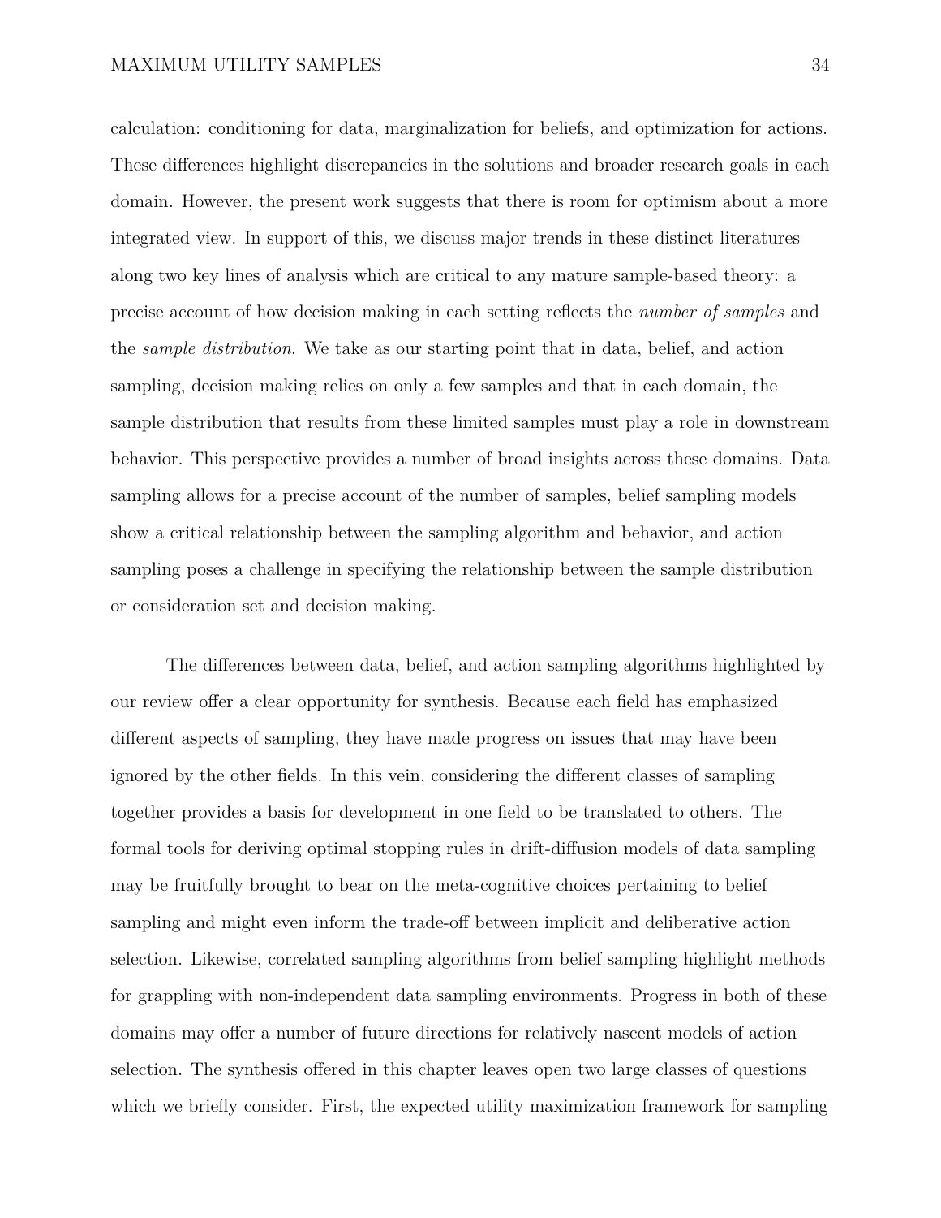calculation: conditioning for data, marginalization for beliefs, and optimization for actions. These differences highlight discrepancies in the solutions and broader research goals in each domain. However, the present work suggests that there is room for optimism about a more integrated view. In support of this, we discuss major trends in these distinct literatures along two key lines of analysis which are critical to any mature sample-based theory: a precise account of how decision making in each setting reflects the *number of samples* and the *sample distribution*. We take as our starting point that in data, belief, and action sampling, decision making relies on only a few samples and that in each domain, the sample distribution that results from these limited samples must play a role in downstream behavior. This perspective provides a number of broad insights across these domains. Data sampling allows for a precise account of the number of samples, belief sampling models show a critical relationship between the sampling algorithm and behavior, and action sampling poses a challenge in specifying the relationship between the sample distribution or consideration set and decision making.

The differences between data, belief, and action sampling algorithms highlighted by our review offer a clear opportunity for synthesis. Because each field has emphasized different aspects of sampling, they have made progress on issues that may have been ignored by the other fields. In this vein, considering the different classes of sampling together provides a basis for development in one field to be translated to others. The formal tools for deriving optimal stopping rules in drift-diffusion models of data sampling may be fruitfully brought to bear on the meta-cognitive choices pertaining to belief sampling and might even inform the trade-off between implicit and deliberative action selection. Likewise, correlated sampling algorithms from belief sampling highlight methods for grappling with non-independent data sampling environments. Progress in both of these domains may offer a number of future directions for relatively nascent models of action selection. The synthesis offered in this chapter leaves open two large classes of questions which we briefly consider. First, the expected utility maximization framework for sampling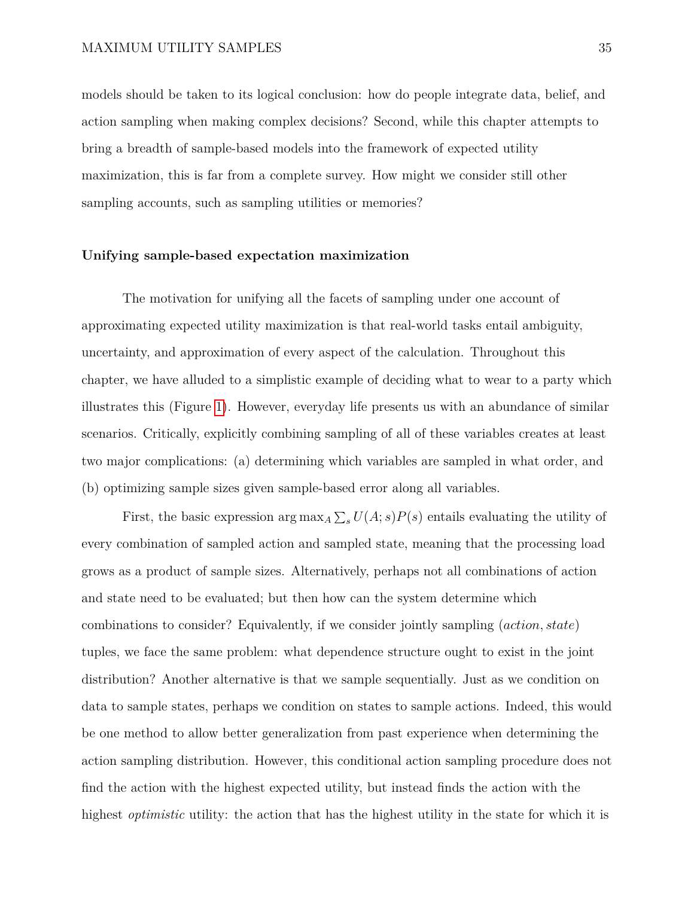models should be taken to its logical conclusion: how do people integrate data, belief, and action sampling when making complex decisions? Second, while this chapter attempts to bring a breadth of sample-based models into the framework of expected utility maximization, this is far from a complete survey. How might we consider still other sampling accounts, such as sampling utilities or memories?

### Unifying sample-based expectation maximization

The motivation for unifying all the facets of sampling under one account of approximating expected utility maximization is that real-world tasks entail ambiguity, uncertainty, and approximation of every aspect of the calculation. Throughout this chapter, we have alluded to a simplistic example of deciding what to wear to a party which illustrates this (Figure 1). However, everyday life presents us with an abundance of similar scenarios. Critically, explicitly combining sampling of all of these variables creates at least two major complications: (a) determining which variables are sampled in what order, and (b) optimizing sample sizes given sample-based error along all variables.

First, the basic expression $\arg\max_A \sum_s U(A; s)P(s)$ entails evaluating the utility of every combination of sampled action and sampled state, meaning that the processing load grows as a product of sample sizes. Alternatively, perhaps not all combinations of action and state need to be evaluated; but then how can the system determine which combinations to consider? Equivalently, if we consider jointly sampling $(action, state)$ tuples, we face the same problem: what dependence structure ought to exist in the joint distribution? Another alternative is that we sample sequentially. Just as we condition on data to sample states, perhaps we condition on states to sample actions. Indeed, this would be one method to allow better generalization from past experience when determining the action sampling distribution. However, this conditional action sampling procedure does not find the action with the highest expected utility, but instead finds the action with the highest *optimistic* utility: the action that has the highest utility in the state for which it is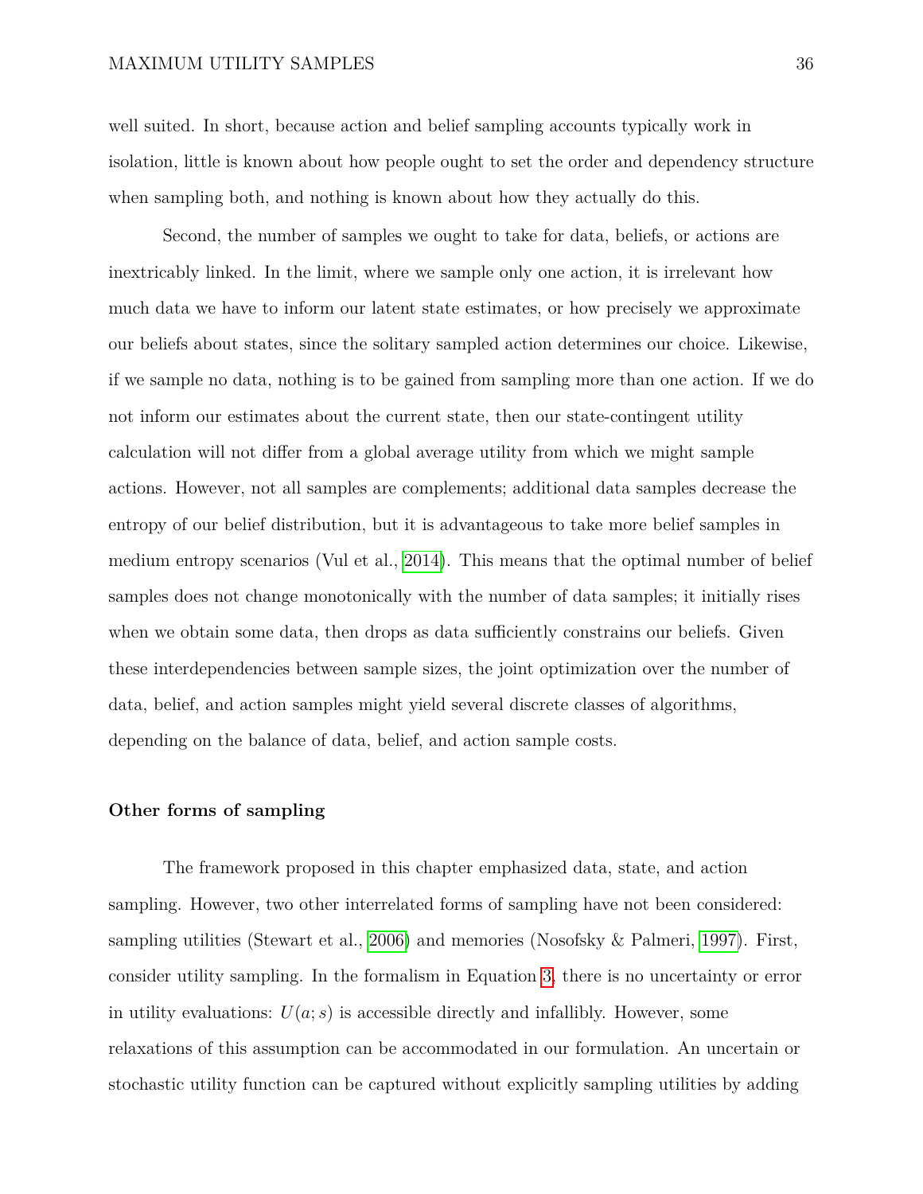well suited. In short, because action and belief sampling accounts typically work in isolation, little is known about how people ought to set the order and dependency structure when sampling both, and nothing is known about how they actually do this.

Second, the number of samples we ought to take for data, beliefs, or actions are inextricably linked. In the limit, where we sample only one action, it is irrelevant how much data we have to inform our latent state estimates, or how precisely we approximate our beliefs about states, since the solitary sampled action determines our choice. Likewise, if we sample no data, nothing is to be gained from sampling more than one action. If we do not inform our estimates about the current state, then our state-contingent utility calculation will not differ from a global average utility from which we might sample actions. However, not all samples are complements; additional data samples decrease the entropy of our belief distribution, but it is advantageous to take more belief samples in medium entropy scenarios (Vul et al., 2014). This means that the optimal number of belief samples does not change monotonically with the number of data samples; it initially rises when we obtain some data, then drops as data sufficiently constrains our beliefs. Given these interdependencies between sample sizes, the joint optimization over the number of data, belief, and action samples might yield several discrete classes of algorithms, depending on the balance of data, belief, and action sample costs.

### Other forms of sampling

The framework proposed in this chapter emphasized data, state, and action sampling. However, two other interrelated forms of sampling have not been considered: sampling utilities (Stewart et al., 2006) and memories (Nosofsky & Palmeri, 1997). First, consider utility sampling. In the formalism in Equation 3, there is no uncertainty or error in utility evaluations: $U(a; s)$ is accessible directly and infallibly. However, some relaxations of this assumption can be accommodated in our formulation. An uncertain or stochastic utility function can be captured without explicitly sampling utilities by adding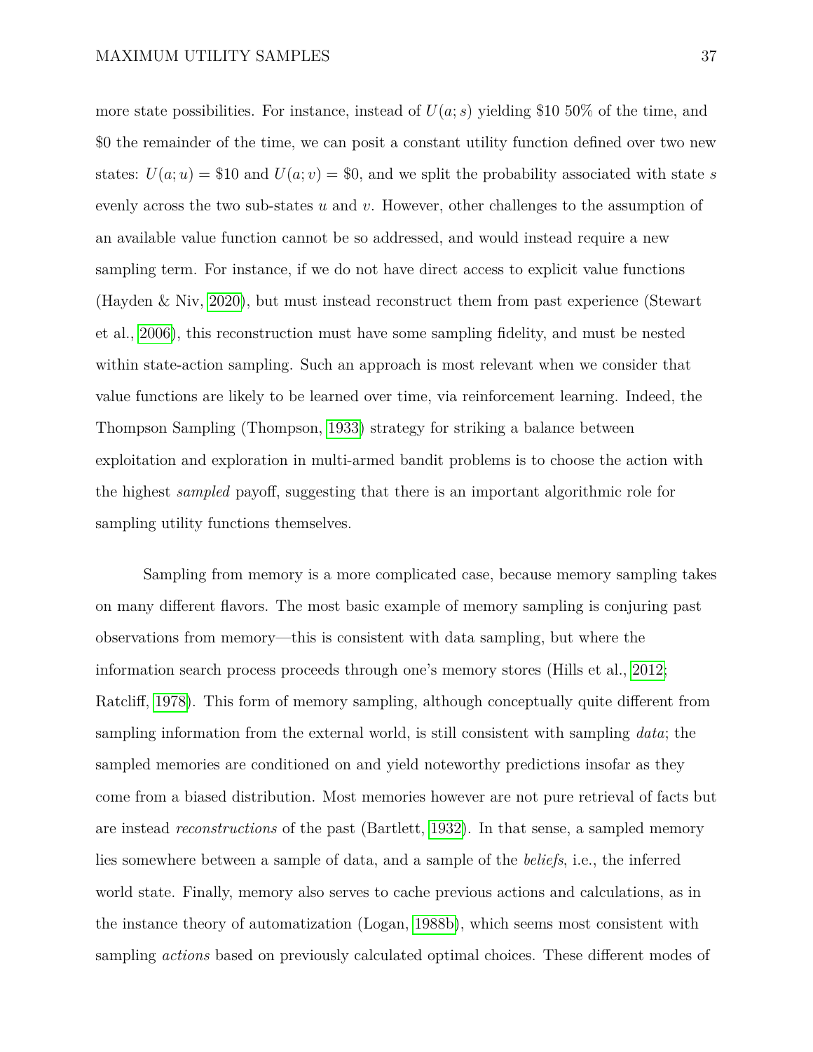more state possibilities. For instance, instead of $U(a;s)$ yielding \$10 50% of the time, and \$0 the remainder of the time, we can posit a constant utility function defined over two new states: $U(a;u) = \$10$ and $U(a;v) = \$0$, and we split the probability associated with state $s$ evenly across the two sub-states $u$ and $v$. However, other challenges to the assumption of an available value function cannot be so addressed, and would instead require a new sampling term. For instance, if we do not have direct access to explicit value functions (Hayden & Niv, 2020), but must instead reconstruct them from past experience (Stewart et al., 2006), this reconstruction must have some sampling fidelity, and must be nested within state-action sampling. Such an approach is most relevant when we consider that value functions are likely to be learned over time, via reinforcement learning. Indeed, the Thompson Sampling (Thompson, 1933) strategy for striking a balance between exploitation and exploration in multi-armed bandit problems is to choose the action with the highest *sampled* payoff, suggesting that there is an important algorithmic role for sampling utility functions themselves.

Sampling from memory is a more complicated case, because memory sampling takes on many different flavors. The most basic example of memory sampling is conjuring past observations from memory—this is consistent with data sampling, but where the information search process proceeds through one's memory stores (Hills et al., 2012; Ratcliff, 1978). This form of memory sampling, although conceptually quite different from sampling information from the external world, is still consistent with sampling *data*; the sampled memories are conditioned on and yield noteworthy predictions insofar as they come from a biased distribution. Most memories however are not pure retrieval of facts but are instead *reconstructions* of the past (Bartlett, 1932). In that sense, a sampled memory lies somewhere between a sample of data, and a sample of the *beliefs*, i.e., the inferred world state. Finally, memory also serves to cache previous actions and calculations, as in the instance theory of automatization (Logan, 1988b), which seems most consistent with sampling *actions* based on previously calculated optimal choices. These different modes of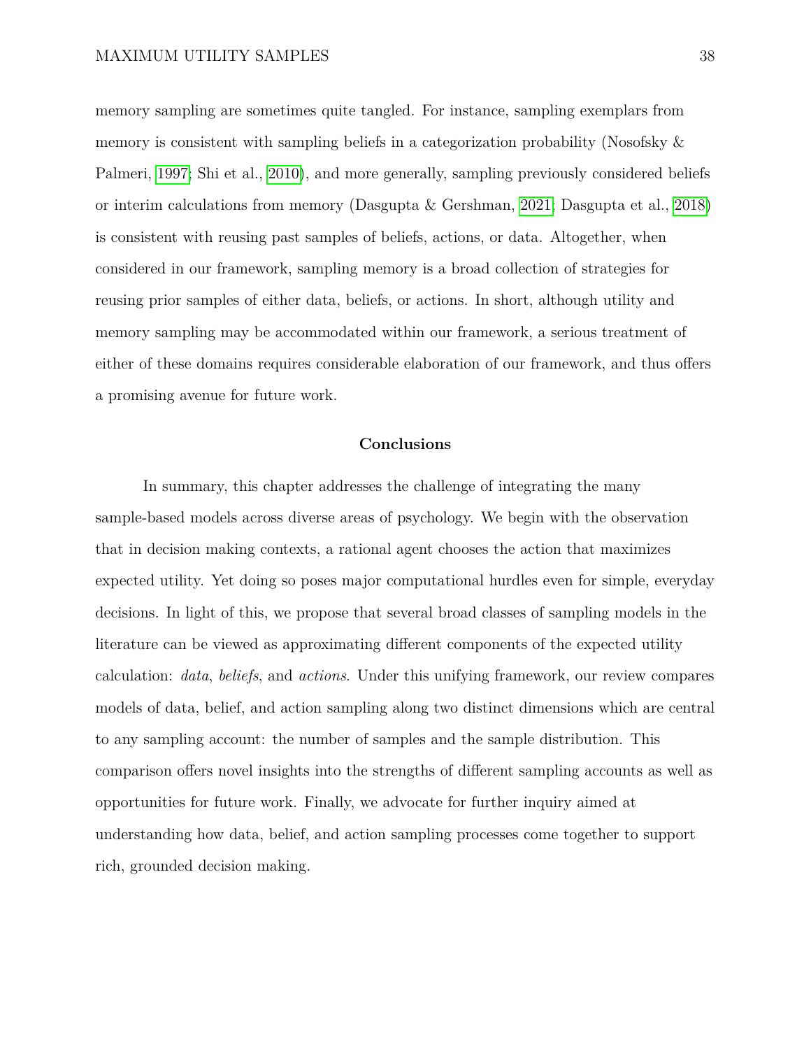memory sampling are sometimes quite tangled. For instance, sampling exemplars from memory is consistent with sampling beliefs in a categorization probability (Nosofsky & Palmeri, 1997; Shi et al., 2010), and more generally, sampling previously considered beliefs or interim calculations from memory (Dasgupta & Gershman, 2021; Dasgupta et al., 2018) is consistent with reusing past samples of beliefs, actions, or data. Altogether, when considered in our framework, sampling memory is a broad collection of strategies for reusing prior samples of either data, beliefs, or actions. In short, although utility and memory sampling may be accommodated within our framework, a serious treatment of either of these domains requires considerable elaboration of our framework, and thus offers a promising avenue for future work.

## Conclusions

In summary, this chapter addresses the challenge of integrating the many sample-based models across diverse areas of psychology. We begin with the observation that in decision making contexts, a rational agent chooses the action that maximizes expected utility. Yet doing so poses major computational hurdles even for simple, everyday decisions. In light of this, we propose that several broad classes of sampling models in the literature can be viewed as approximating different components of the expected utility calculation: *data*, *beliefs*, and *actions*. Under this unifying framework, our review compares models of data, belief, and action sampling along two distinct dimensions which are central to any sampling account: the number of samples and the sample distribution. This comparison offers novel insights into the strengths of different sampling accounts as well as opportunities for future work. Finally, we advocate for further inquiry aimed at understanding how data, belief, and action sampling processes come together to support rich, grounded decision making.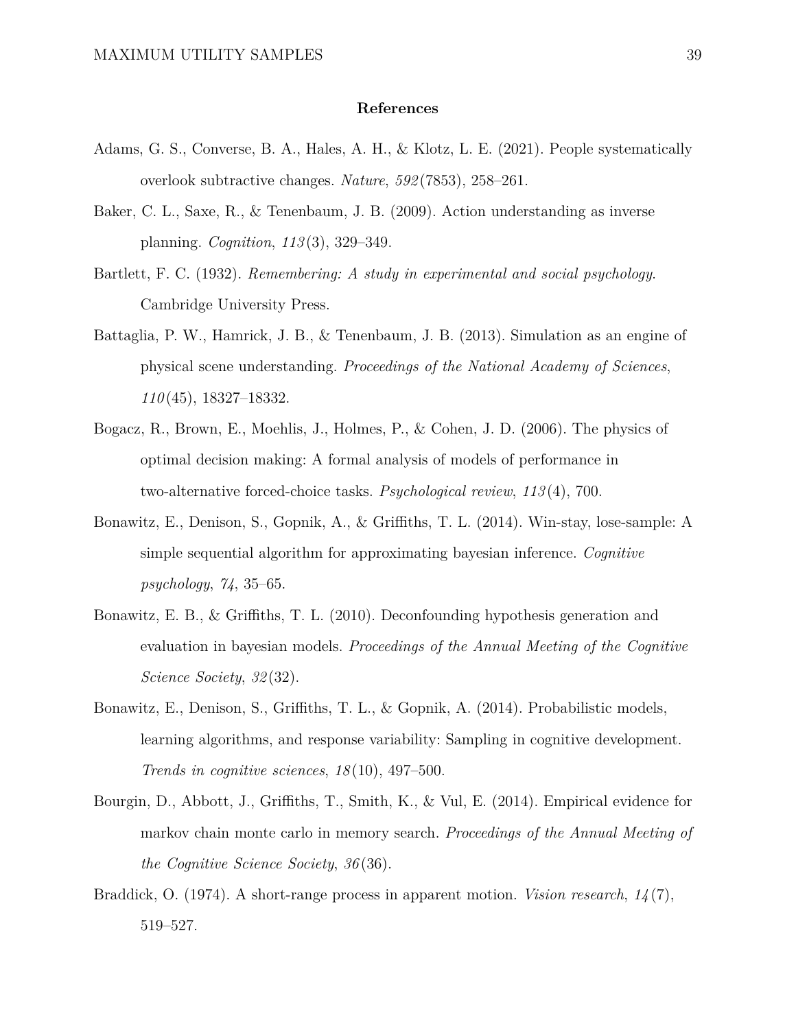# References

Adams, G. S., Converse, B. A., Hales, A. H., & Klotz, L. E. (2021). People systematically overlook subtractive changes. *Nature*, *592*(7853), 258–261.

Baker, C. L., Saxe, R., & Tenenbaum, J. B. (2009). Action understanding as inverse planning. *Cognition*, *113*(3), 329–349.

Bartlett, F. C. (1932). *Remembering: A study in experimental and social psychology*. Cambridge University Press.

Battaglia, P. W., Hamrick, J. B., & Tenenbaum, J. B. (2013). Simulation as an engine of physical scene understanding. *Proceedings of the National Academy of Sciences*, *110*(45), 18327–18332.

Bogacz, R., Brown, E., Moehlis, J., Holmes, P., & Cohen, J. D. (2006). The physics of optimal decision making: A formal analysis of models of performance in two-alternative forced-choice tasks. *Psychological review*, *113*(4), 700.

Bonawitz, E., Denison, S., Gopnik, A., & Griffiths, T. L. (2014). Win-stay, lose-sample: A simple sequential algorithm for approximating bayesian inference. *Cognitive psychology*, *74*, 35–65.

Bonawitz, E. B., & Griffiths, T. L. (2010). Deconfounding hypothesis generation and evaluation in bayesian models. *Proceedings of the Annual Meeting of the Cognitive Science Society*, *32*(32).

Bonawitz, E., Denison, S., Griffiths, T. L., & Gopnik, A. (2014). Probabilistic models, learning algorithms, and response variability: Sampling in cognitive development. *Trends in cognitive sciences*, *18*(10), 497–500.

Bourgin, D., Abbott, J., Griffiths, T., Smith, K., & Vul, E. (2014). Empirical evidence for markov chain monte carlo in memory search. *Proceedings of the Annual Meeting of the Cognitive Science Society*, *36*(36).

Braddick, O. (1974). A short-range process in apparent motion. *Vision research*, *14*(7), 519–527.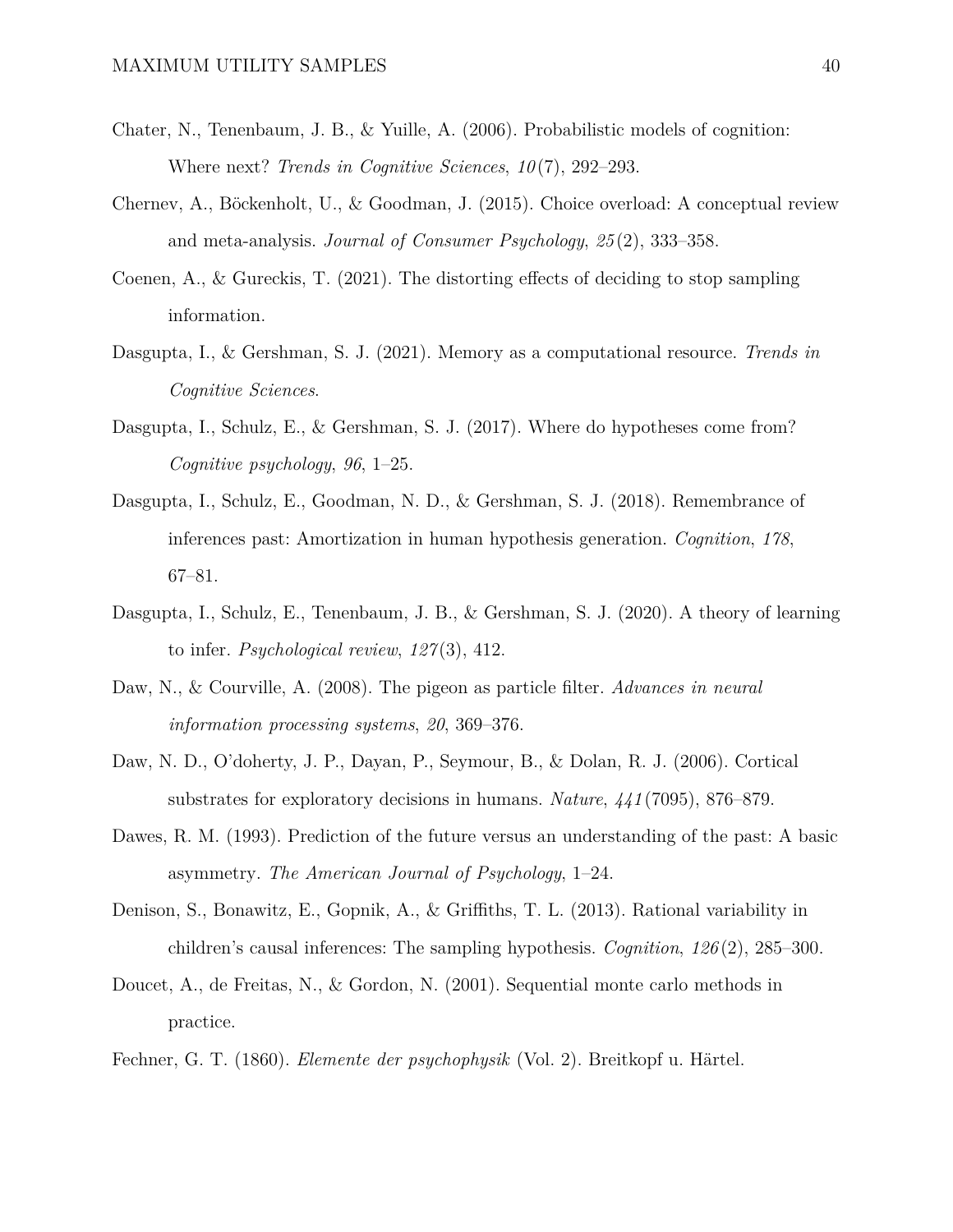Chater, N., Tenenbaum, J. B., & Yuille, A. (2006). Probabilistic models of cognition: Where next? *Trends in Cognitive Sciences*, *10*(7), 292–293.

Chernev, A., Böckenholt, U., & Goodman, J. (2015). Choice overload: A conceptual review and meta-analysis. *Journal of Consumer Psychology*, *25*(2), 333–358.

Coenen, A., & Gureckis, T. (2021). The distorting effects of deciding to stop sampling information.

Dasgupta, I., & Gershman, S. J. (2021). Memory as a computational resource. *Trends in Cognitive Sciences*.

Dasgupta, I., Schulz, E., & Gershman, S. J. (2017). Where do hypotheses come from? *Cognitive psychology*, *96*, 1–25.

Dasgupta, I., Schulz, E., Goodman, N. D., & Gershman, S. J. (2018). Remembrance of inferences past: Amortization in human hypothesis generation. *Cognition*, *178*, 67–81.

Dasgupta, I., Schulz, E., Tenenbaum, J. B., & Gershman, S. J. (2020). A theory of learning to infer. *Psychological review*, *127*(3), 412.

Daw, N., & Courville, A. (2008). The pigeon as particle filter. *Advances in neural information processing systems*, *20*, 369–376.

Daw, N. D., O'doherty, J. P., Dayan, P., Seymour, B., & Dolan, R. J. (2006). Cortical substrates for exploratory decisions in humans. *Nature*, *441*(7095), 876–879.

Dawes, R. M. (1993). Prediction of the future versus an understanding of the past: A basic asymmetry. *The American Journal of Psychology*, 1–24.

Denison, S., Bonawitz, E., Gopnik, A., & Griffiths, T. L. (2013). Rational variability in children's causal inferences: The sampling hypothesis. *Cognition*, *126*(2), 285–300.

Doucet, A., de Freitas, N., & Gordon, N. (2001). Sequential monte carlo methods in practice.

Fechner, G. T. (1860). *Elemente der psychophysik* (Vol. 2). Breitkopf u. Härtel.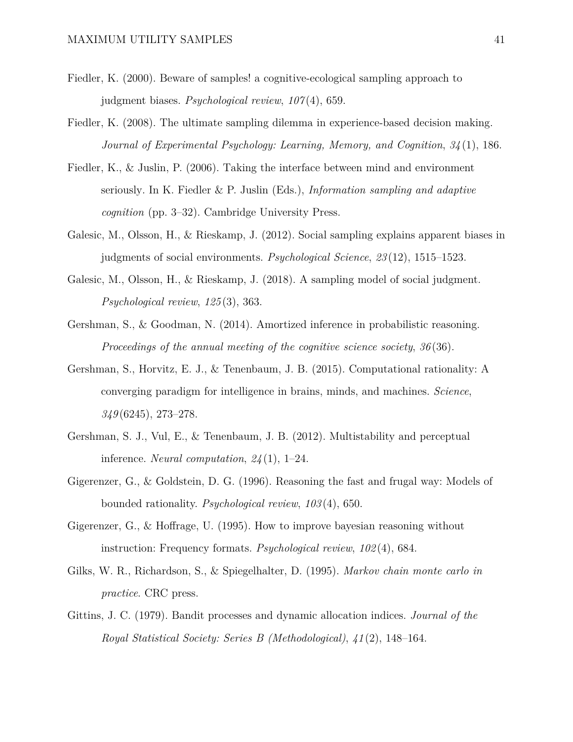Fiedler, K. (2000). Beware of samples! a cognitive-ecological sampling approach to judgment biases. *Psychological review*, *107*(4), 659.

Fiedler, K. (2008). The ultimate sampling dilemma in experience-based decision making. *Journal of Experimental Psychology: Learning, Memory, and Cognition*, *34*(1), 186.

Fiedler, K., & Juslin, P. (2006). Taking the interface between mind and environment seriously. In K. Fiedler & P. Juslin (Eds.), *Information sampling and adaptive cognition* (pp. 3–32). Cambridge University Press.

Galesic, M., Olsson, H., & Rieskamp, J. (2012). Social sampling explains apparent biases in judgments of social environments. *Psychological Science*, *23*(12), 1515–1523.

Galesic, M., Olsson, H., & Rieskamp, J. (2018). A sampling model of social judgment. *Psychological review*, *125*(3), 363.

Gershman, S., & Goodman, N. (2014). Amortized inference in probabilistic reasoning. *Proceedings of the annual meeting of the cognitive science society*, *36*(36).

Gershman, S., Horvitz, E. J., & Tenenbaum, J. B. (2015). Computational rationality: A converging paradigm for intelligence in brains, minds, and machines. *Science*, *349*(6245), 273–278.

Gershman, S. J., Vul, E., & Tenenbaum, J. B. (2012). Multistability and perceptual inference. *Neural computation*, *24*(1), 1–24.

Gigerenzer, G., & Goldstein, D. G. (1996). Reasoning the fast and frugal way: Models of bounded rationality. *Psychological review*, *103*(4), 650.

Gigerenzer, G., & Hoffrage, U. (1995). How to improve bayesian reasoning without instruction: Frequency formats. *Psychological review*, *102*(4), 684.

Gilks, W. R., Richardson, S., & Spiegelhalter, D. (1995). *Markov chain monte carlo in practice*. CRC press.

Gittins, J. C. (1979). Bandit processes and dynamic allocation indices. *Journal of the Royal Statistical Society: Series B (Methodological)*, *41*(2), 148–164.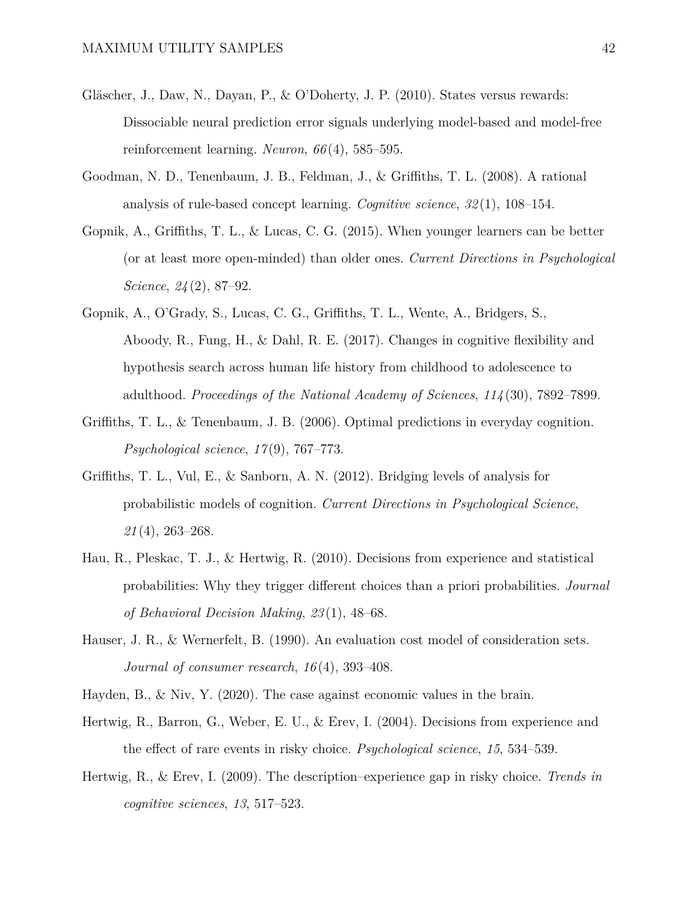Gläscher, J., Daw, N., Dayan, P., & O'Doherty, J. P. (2010). States versus rewards: Dissociable neural prediction error signals underlying model-based and model-free reinforcement learning. *Neuron*, *66*(4), 585–595.

Goodman, N. D., Tenenbaum, J. B., Feldman, J., & Griffiths, T. L. (2008). A rational analysis of rule-based concept learning. *Cognitive science*, *32*(1), 108–154.

Gopnik, A., Griffiths, T. L., & Lucas, C. G. (2015). When younger learners can be better (or at least more open-minded) than older ones. *Current Directions in Psychological Science*, *24*(2), 87–92.

Gopnik, A., O'Grady, S., Lucas, C. G., Griffiths, T. L., Wente, A., Bridgers, S., Aboody, R., Fung, H., & Dahl, R. E. (2017). Changes in cognitive flexibility and hypothesis search across human life history from childhood to adolescence to adulthood. *Proceedings of the National Academy of Sciences*, *114*(30), 7892–7899.

Griffiths, T. L., & Tenenbaum, J. B. (2006). Optimal predictions in everyday cognition. *Psychological science*, *17*(9), 767–773.

Griffiths, T. L., Vul, E., & Sanborn, A. N. (2012). Bridging levels of analysis for probabilistic models of cognition. *Current Directions in Psychological Science*, *21*(4), 263–268.

Hau, R., Pleskac, T. J., & Hertwig, R. (2010). Decisions from experience and statistical probabilities: Why they trigger different choices than a priori probabilities. *Journal of Behavioral Decision Making*, *23*(1), 48–68.

Hauser, J. R., & Wernerfelt, B. (1990). An evaluation cost model of consideration sets. *Journal of consumer research*, *16*(4), 393–408.

Hayden, B., & Niv, Y. (2020). The case against economic values in the brain.

Hertwig, R., Barron, G., Weber, E. U., & Erev, I. (2004). Decisions from experience and the effect of rare events in risky choice. *Psychological science*, *15*, 534–539.

Hertwig, R., & Erev, I. (2009). The description–experience gap in risky choice. *Trends in cognitive sciences*, *13*, 517–523.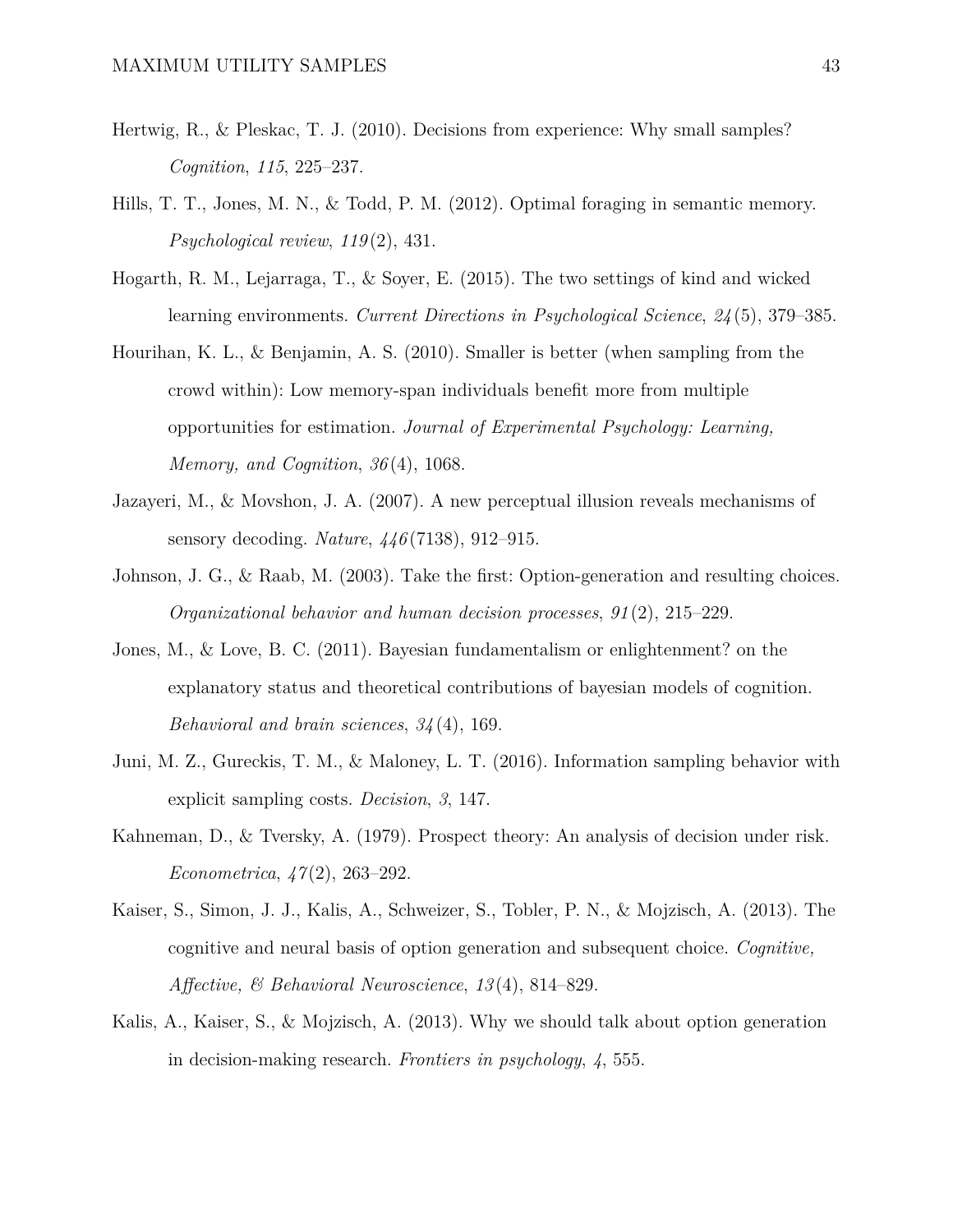Hertwig, R., & Pleskac, T. J. (2010). Decisions from experience: Why small samples? *Cognition*, *115*, 225–237.

Hills, T. T., Jones, M. N., & Todd, P. M. (2012). Optimal foraging in semantic memory. *Psychological review*, *119*(2), 431.

Hogarth, R. M., Lejarraga, T., & Soyer, E. (2015). The two settings of kind and wicked learning environments. *Current Directions in Psychological Science*, *24*(5), 379–385.

Hourihan, K. L., & Benjamin, A. S. (2010). Smaller is better (when sampling from the crowd within): Low memory-span individuals benefit more from multiple opportunities for estimation. *Journal of Experimental Psychology: Learning, Memory, and Cognition*, *36*(4), 1068.

Jazayeri, M., & Movshon, J. A. (2007). A new perceptual illusion reveals mechanisms of sensory decoding. *Nature*, *446*(7138), 912–915.

Johnson, J. G., & Raab, M. (2003). Take the first: Option-generation and resulting choices. *Organizational behavior and human decision processes*, *91*(2), 215–229.

Jones, M., & Love, B. C. (2011). Bayesian fundamentalism or enlightenment? on the explanatory status and theoretical contributions of bayesian models of cognition. *Behavioral and brain sciences*, *34*(4), 169.

Juni, M. Z., Gureckis, T. M., & Maloney, L. T. (2016). Information sampling behavior with explicit sampling costs. *Decision*, *3*, 147.

Kahneman, D., & Tversky, A. (1979). Prospect theory: An analysis of decision under risk. *Econometrica*, *47*(2), 263–292.

Kaiser, S., Simon, J. J., Kalis, A., Schweizer, S., Tobler, P. N., & Mojzisch, A. (2013). The cognitive and neural basis of option generation and subsequent choice. *Cognitive, Affective, & Behavioral Neuroscience*, *13*(4), 814–829.

Kalis, A., Kaiser, S., & Mojzisch, A. (2013). Why we should talk about option generation in decision-making research. *Frontiers in psychology*, *4*, 555.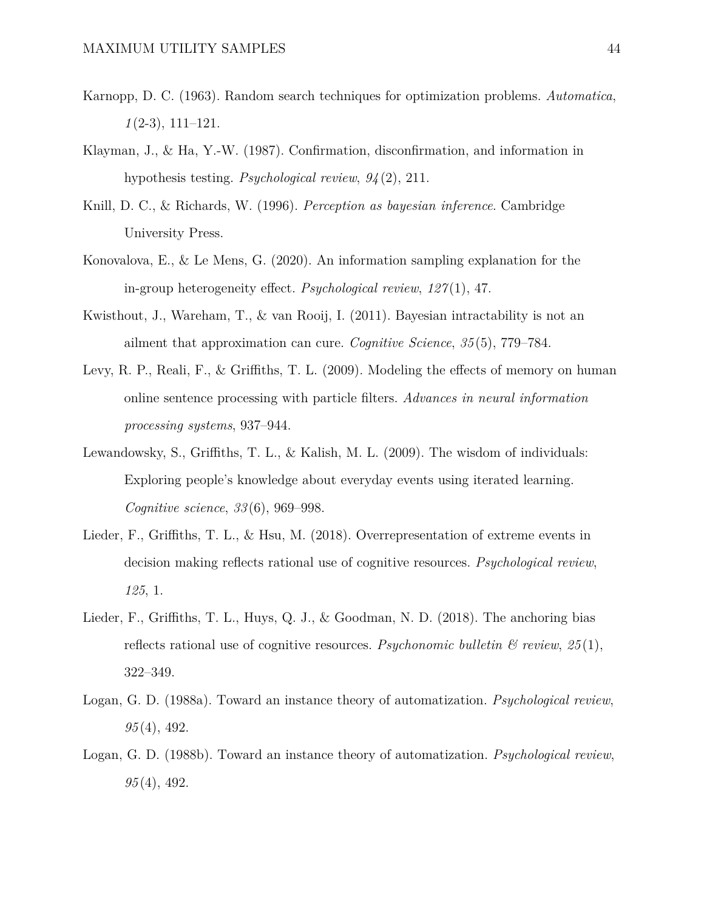Karnopp, D. C. (1963). Random search techniques for optimization problems. *Automatica*, *1*(2-3), 111–121.

Klayman, J., & Ha, Y.-W. (1987). Confirmation, disconfirmation, and information in hypothesis testing. *Psychological review*, *94*(2), 211.

Knill, D. C., & Richards, W. (1996). *Perception as bayesian inference*. Cambridge University Press.

Konovalova, E., & Le Mens, G. (2020). An information sampling explanation for the in-group heterogeneity effect. *Psychological review*, *127*(1), 47.

Kwisthout, J., Wareham, T., & van Rooij, I. (2011). Bayesian intractability is not an ailment that approximation can cure. *Cognitive Science*, *35*(5), 779–784.

Levy, R. P., Reali, F., & Griffiths, T. L. (2009). Modeling the effects of memory on human online sentence processing with particle filters. *Advances in neural information processing systems*, 937–944.

Lewandowsky, S., Griffiths, T. L., & Kalish, M. L. (2009). The wisdom of individuals: Exploring people's knowledge about everyday events using iterated learning. *Cognitive science*, *33*(6), 969–998.

Lieder, F., Griffiths, T. L., & Hsu, M. (2018). Overrepresentation of extreme events in decision making reflects rational use of cognitive resources. *Psychological review*, *125*, 1.

Lieder, F., Griffiths, T. L., Huys, Q. J., & Goodman, N. D. (2018). The anchoring bias reflects rational use of cognitive resources. *Psychonomic bulletin & review*, *25*(1), 322–349.

Logan, G. D. (1988a). Toward an instance theory of automatization. *Psychological review*, *95*(4), 492.

Logan, G. D. (1988b). Toward an instance theory of automatization. *Psychological review*, *95*(4), 492.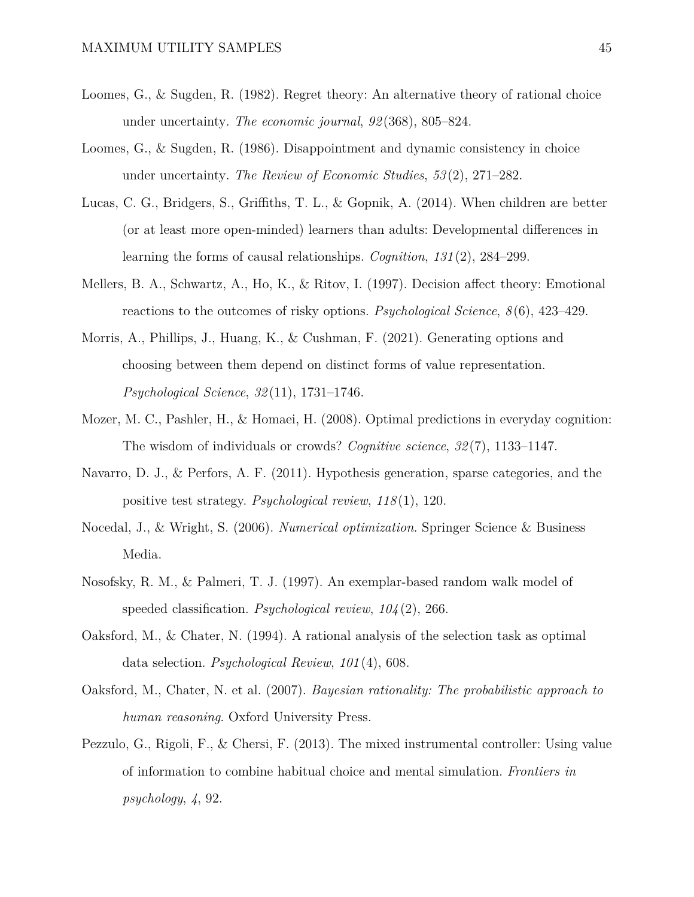Loomes, G., & Sugden, R. (1982). Regret theory: An alternative theory of rational choice under uncertainty. *The economic journal*, *92*(368), 805–824.

Loomes, G., & Sugden, R. (1986). Disappointment and dynamic consistency in choice under uncertainty. *The Review of Economic Studies*, *53*(2), 271–282.

Lucas, C. G., Bridgers, S., Griffiths, T. L., & Gopnik, A. (2014). When children are better (or at least more open-minded) learners than adults: Developmental differences in learning the forms of causal relationships. *Cognition*, *131*(2), 284–299.

Mellers, B. A., Schwartz, A., Ho, K., & Ritov, I. (1997). Decision affect theory: Emotional reactions to the outcomes of risky options. *Psychological Science*, *8*(6), 423–429.

Morris, A., Phillips, J., Huang, K., & Cushman, F. (2021). Generating options and choosing between them depend on distinct forms of value representation. *Psychological Science*, *32*(11), 1731–1746.

Mozer, M. C., Pashler, H., & Homaei, H. (2008). Optimal predictions in everyday cognition: The wisdom of individuals or crowds? *Cognitive science*, *32*(7), 1133–1147.

Navarro, D. J., & Perfors, A. F. (2011). Hypothesis generation, sparse categories, and the positive test strategy. *Psychological review*, *118*(1), 120.

Nocedal, J., & Wright, S. (2006). *Numerical optimization*. Springer Science & Business Media.

Nosofsky, R. M., & Palmeri, T. J. (1997). An exemplar-based random walk model of speeded classification. *Psychological review*, *104*(2), 266.

Oaksford, M., & Chater, N. (1994). A rational analysis of the selection task as optimal data selection. *Psychological Review*, *101*(4), 608.

Oaksford, M., Chater, N. et al. (2007). *Bayesian rationality: The probabilistic approach to human reasoning*. Oxford University Press.

Pezzulo, G., Rigoli, F., & Chersi, F. (2013). The mixed instrumental controller: Using value of information to combine habitual choice and mental simulation. *Frontiers in psychology*, *4*, 92.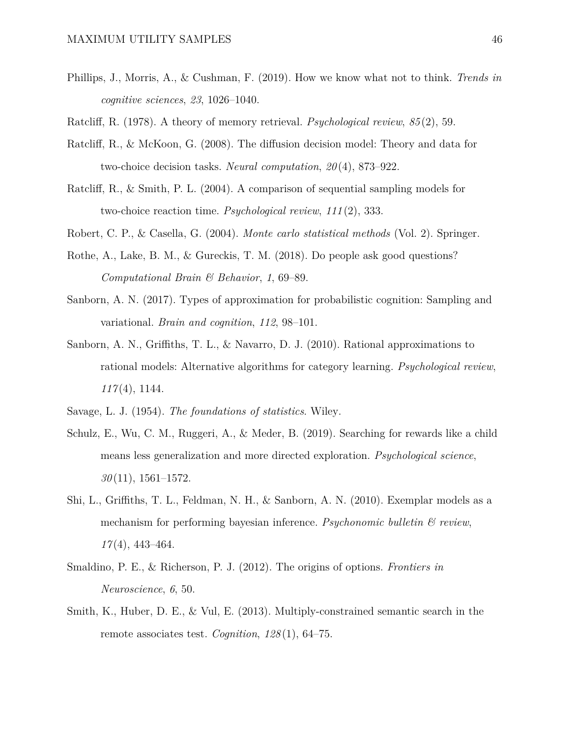Phillips, J., Morris, A., & Cushman, F. (2019). How we know what not to think. *Trends in cognitive sciences*, *23*, 1026–1040.

Ratcliff, R. (1978). A theory of memory retrieval. *Psychological review*, *85*(2), 59.

Ratcliff, R., & McKoon, G. (2008). The diffusion decision model: Theory and data for two-choice decision tasks. *Neural computation*, *20*(4), 873–922.

Ratcliff, R., & Smith, P. L. (2004). A comparison of sequential sampling models for two-choice reaction time. *Psychological review*, *111*(2), 333.

Robert, C. P., & Casella, G. (2004). *Monte carlo statistical methods* (Vol. 2). Springer.

Rothe, A., Lake, B. M., & Gureckis, T. M. (2018). Do people ask good questions? *Computational Brain & Behavior*, *1*, 69–89.

Sanborn, A. N. (2017). Types of approximation for probabilistic cognition: Sampling and variational. *Brain and cognition*, *112*, 98–101.

Sanborn, A. N., Griffiths, T. L., & Navarro, D. J. (2010). Rational approximations to rational models: Alternative algorithms for category learning. *Psychological review*, *117*(4), 1144.

Savage, L. J. (1954). *The foundations of statistics*. Wiley.

Schulz, E., Wu, C. M., Ruggeri, A., & Meder, B. (2019). Searching for rewards like a child means less generalization and more directed exploration. *Psychological science*, *30*(11), 1561–1572.

Shi, L., Griffiths, T. L., Feldman, N. H., & Sanborn, A. N. (2010). Exemplar models as a mechanism for performing bayesian inference. *Psychonomic bulletin & review*, *17*(4), 443–464.

Smaldino, P. E., & Richerson, P. J. (2012). The origins of options. *Frontiers in Neuroscience*, *6*, 50.

Smith, K., Huber, D. E., & Vul, E. (2013). Multiply-constrained semantic search in the remote associates test. *Cognition*, *128*(1), 64–75.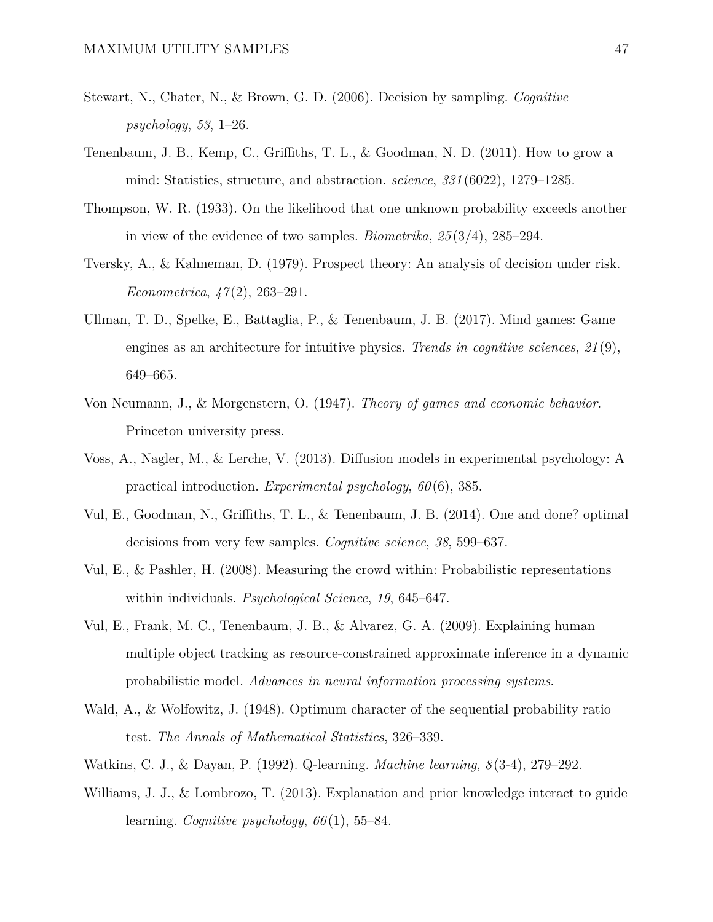Stewart, N., Chater, N., & Brown, G. D. (2006). Decision by sampling. *Cognitive psychology*, *53*, 1–26.

Tenenbaum, J. B., Kemp, C., Griffiths, T. L., & Goodman, N. D. (2011). How to grow a mind: Statistics, structure, and abstraction. *science*, *331*(6022), 1279–1285.

Thompson, W. R. (1933). On the likelihood that one unknown probability exceeds another in view of the evidence of two samples. *Biometrika*, *25*(3/4), 285–294.

Tversky, A., & Kahneman, D. (1979). Prospect theory: An analysis of decision under risk. *Econometrica*, *47*(2), 263–291.

Ullman, T. D., Spelke, E., Battaglia, P., & Tenenbaum, J. B. (2017). Mind games: Game engines as an architecture for intuitive physics. *Trends in cognitive sciences*, *21*(9), 649–665.

Von Neumann, J., & Morgenstern, O. (1947). *Theory of games and economic behavior*. Princeton university press.

Voss, A., Nagler, M., & Lerche, V. (2013). Diffusion models in experimental psychology: A practical introduction. *Experimental psychology*, *60*(6), 385.

Vul, E., Goodman, N., Griffiths, T. L., & Tenenbaum, J. B. (2014). One and done? optimal decisions from very few samples. *Cognitive science*, *38*, 599–637.

Vul, E., & Pashler, H. (2008). Measuring the crowd within: Probabilistic representations within individuals. *Psychological Science*, *19*, 645–647.

Vul, E., Frank, M. C., Tenenbaum, J. B., & Alvarez, G. A. (2009). Explaining human multiple object tracking as resource-constrained approximate inference in a dynamic probabilistic model. *Advances in neural information processing systems*.

Wald, A., & Wolfowitz, J. (1948). Optimum character of the sequential probability ratio test. *The Annals of Mathematical Statistics*, 326–339.

Watkins, C. J., & Dayan, P. (1992). Q-learning. *Machine learning*, *8*(3-4), 279–292.

Williams, J. J., & Lombrozo, T. (2013). Explanation and prior knowledge interact to guide learning. *Cognitive psychology*, *66*(1), 55–84.